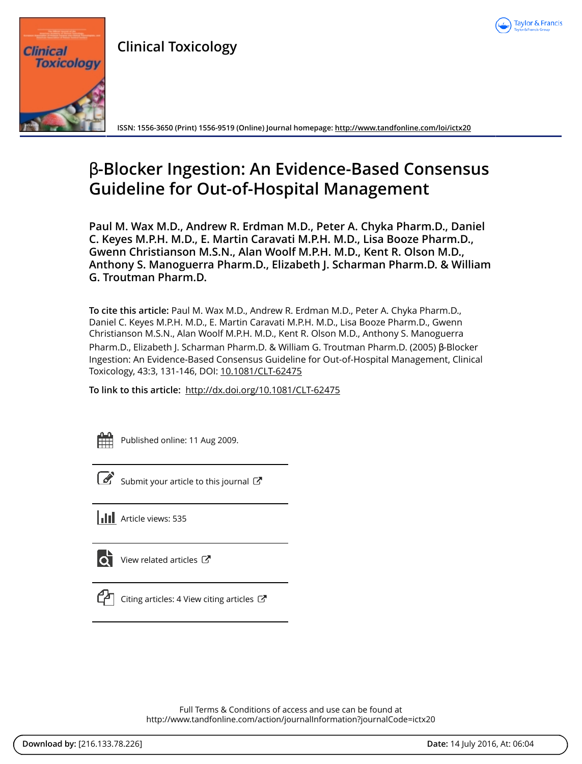Clinical Toxicology

ISSN: 1556-3650 (Print) 1556-9519 (Online) Journal homepage: http://www.tandfonline.com/loi/ictx20

# β-Blocker Ingestion: An Evidence-Based Consensus Guideline for Out-of-Hospital Management

**Paul M. Wax M.D., Andrew R. Erdman M.D., Peter A. Chyka Pharm.D., Daniel C. Keyes M.P.H. M.D., E. Martin Caravati M.P.H. M.D., Lisa Booze Pharm.D., Gwenn Christianson M.S.N., Alan Woolf M.P.H. M.D., Kent R. Olson M.D., Anthony S. Manoguerra Pharm.D., Elizabeth J. Scharman Pharm.D. & William G. Troutman Pharm.D.**

**To cite this article:** Paul M. Wax M.D., Andrew R. Erdman M.D., Peter A. Chyka Pharm.D., Daniel C. Keyes M.P.H. M.D., E. Martin Caravati M.P.H. M.D., Lisa Booze Pharm.D., Gwenn Christianson M.S.N., Alan Woolf M.P.H. M.D., Kent R. Olson M.D., Anthony S. Manoguerra Pharm.D., Elizabeth J. Scharman Pharm.D. & William G. Troutman Pharm.D. (2005) β-Blocker Ingestion: An Evidence-Based Consensus Guideline for Out-of-Hospital Management, Clinical Toxicology, 43:3, 131-146, DOI: 10.1081/CLT-62475

**To link to this article:** http://dx.doi.org/10.1081/CLT-62475

Published online: 11 Aug 2009.

Submit your article to this journal

Article views: 535

View related articles

Citing articles: 4 View citing articles

Full Terms & Conditions of access and use can be found at
http://www.tandfonline.com/action/journalInformation?journalCode=ictx20

**Download by:** [216.133.78.226] **Date:** 14 July 2016, At: 06:04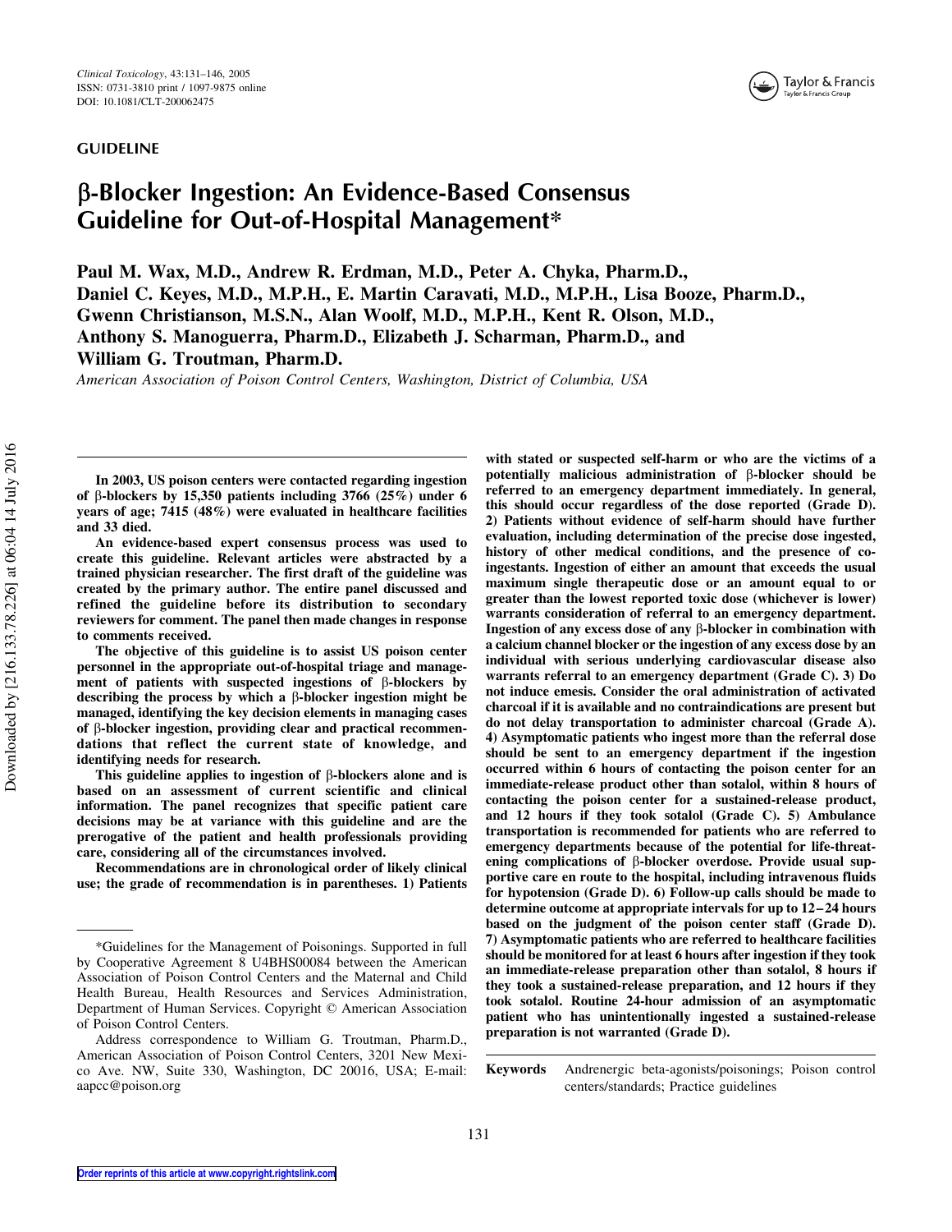GUIDELINE

# β-Blocker Ingestion: An Evidence-Based Consensus Guideline for Out-of-Hospital Management*

**Paul M. Wax, M.D., Andrew R. Erdman, M.D., Peter A. Chyka, Pharm.D., Daniel C. Keyes, M.D., M.P.H., E. Martin Caravati, M.D., M.P.H., Lisa Booze, Pharm.D., Gwenn Christianson, M.S.N., Alan Woolf, M.D., M.P.H., Kent R. Olson, M.D., Anthony S. Manoguerra, Pharm.D., Elizabeth J. Scharman, Pharm.D., and William G. Troutman, Pharm.D.**

*American Association of Poison Control Centers, Washington, District of Columbia, USA*

**In 2003, US poison centers were contacted regarding ingestion of β-blockers by 15,350 patients including 3766 (25%) under 6 years of age; 7415 (48%) were evaluated in healthcare facilities and 33 died.**

**An evidence-based expert consensus process was used to create this guideline. Relevant articles were abstracted by a trained physician researcher. The first draft of the guideline was created by the primary author. The entire panel discussed and refined the guideline before its distribution to secondary reviewers for comment. The panel then made changes in response to comments received.**

**The objective of this guideline is to assist US poison center personnel in the appropriate out-of-hospital triage and management of patients with suspected ingestions of β-blockers by describing the process by which a β-blocker ingestion might be managed, identifying the key decision elements in managing cases of β-blocker ingestion, providing clear and practical recommendations that reflect the current state of knowledge, and identifying needs for research.**

**This guideline applies to ingestion of β-blockers alone and is based on an assessment of current scientific and clinical information. The panel recognizes that specific patient care decisions may be at variance with this guideline and are the prerogative of the patient and health professionals providing care, considering all of the circumstances involved.**

**Recommendations are in chronological order of likely clinical use; the grade of recommendation is in parentheses. 1) Patients with stated or suspected self-harm or who are the victims of a potentially malicious administration of β-blocker should be referred to an emergency department immediately. In general, this should occur regardless of the dose reported (Grade D). 2) Patients without evidence of self-harm should have further evaluation, including determination of the precise dose ingested, history of other medical conditions, and the presence of co-ingestants. Ingestion of either an amount that exceeds the usual maximum single therapeutic dose or an amount equal to or greater than the lowest reported toxic dose (whichever is lower) warrants consideration of referral to an emergency department. Ingestion of any excess dose of any β-blocker in combination with a calcium channel blocker or the ingestion of any excess dose by an individual with serious underlying cardiovascular disease also warrants referral to an emergency department (Grade C). 3) Do not induce emesis. Consider the oral administration of activated charcoal if it is available and no contraindications are present but do not delay transportation to administer charcoal (Grade A). 4) Asymptomatic patients who ingest more than the referral dose should be sent to an emergency department if the ingestion occurred within 6 hours of contacting the poison center for an immediate-release product other than sotalol, within 8 hours of contacting the poison center for a sustained-release product, and 12 hours if they took sotalol (Grade C). 5) Ambulance transportation is recommended for patients who are referred to emergency departments because of the potential for life-threatening complications of β-blocker overdose. Provide usual supportive care en route to the hospital, including intravenous fluids for hypotension (Grade D). 6) Follow-up calls should be made to determine outcome at appropriate intervals for up to 12–24 hours based on the judgment of the poison center staff (Grade D). 7) Asymptomatic patients who are referred to healthcare facilities should be monitored for at least 6 hours after ingestion if they took an immediate-release preparation other than sotalol, 8 hours if they took a sustained-release preparation, and 12 hours if they took sotalol. Routine 24-hour admission of an asymptomatic patient who has unintentionally ingested a sustained-release preparation is not warranted (Grade D).**

**Keywords** Andrenergic beta-agonists/poisonings; Poison control centers/standards; Practice guidelines

*Guidelines for the Management of Poisonings. Supported in full by Cooperative Agreement 8 U4BHS00084 between the American Association of Poison Control Centers and the Maternal and Child Health Bureau, Health Resources and Services Administration, Department of Human Services. Copyright © American Association of Poison Control Centers.

Address correspondence to William G. Troutman, Pharm.D., American Association of Poison Control Centers, 3201 New Mexico Ave. NW, Suite 330, Washington, DC 20016, USA; E-mail: aapcc@poison.org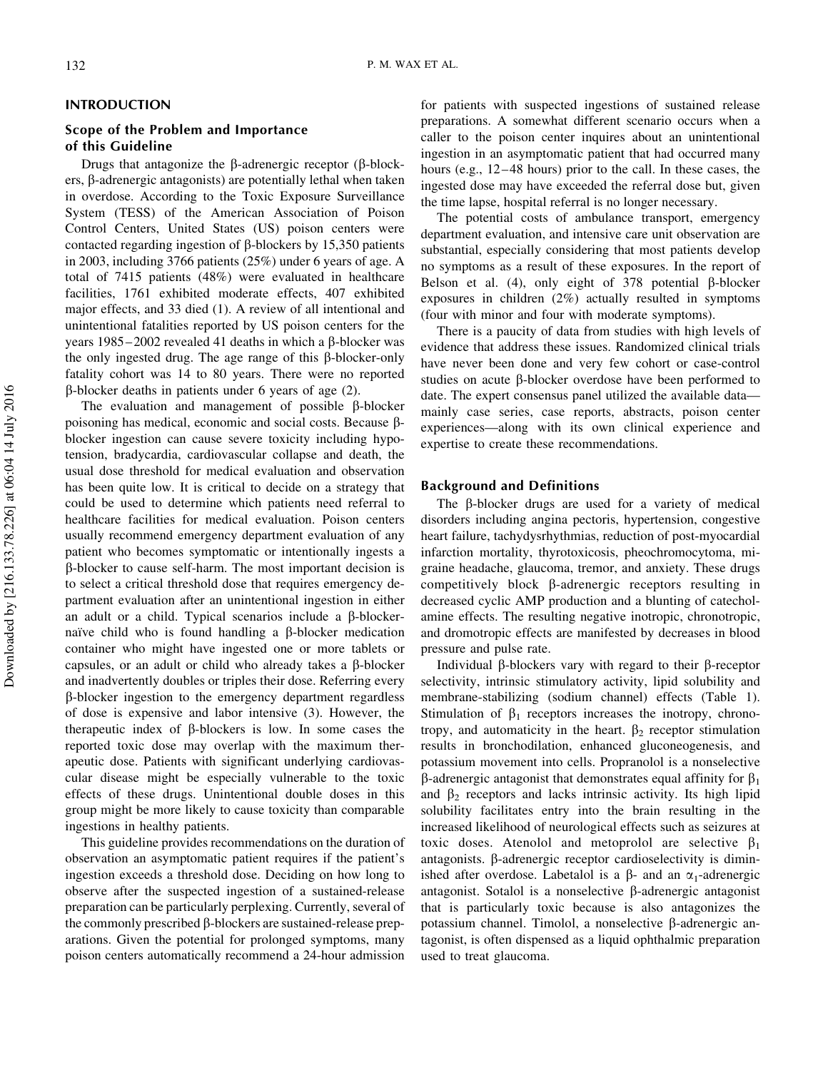## INTRODUCTION

### Scope of the Problem and Importance of this Guideline

Drugs that antagonize the β-adrenergic receptor (β-blockers, β-adrenergic antagonists) are potentially lethal when taken in overdose. According to the Toxic Exposure Surveillance System (TESS) of the American Association of Poison Control Centers, United States (US) poison centers were contacted regarding ingestion of β-blockers by 15,350 patients in 2003, including 3766 patients (25%) under 6 years of age. A total of 7415 patients (48%) were evaluated in healthcare facilities, 1761 exhibited moderate effects, 407 exhibited major effects, and 33 died (1). A review of all intentional and unintentional fatalities reported by US poison centers for the years 1985–2002 revealed 41 deaths in which a β-blocker was the only ingested drug. The age range of this β-blocker-only fatality cohort was 14 to 80 years. There were no reported β-blocker deaths in patients under 6 years of age (2).

The evaluation and management of possible β-blocker poisoning has medical, economic and social costs. Because β-blocker ingestion can cause severe toxicity including hypotension, bradycardia, cardiovascular collapse and death, the usual dose threshold for medical evaluation and observation has been quite low. It is critical to decide on a strategy that could be used to determine which patients need referral to healthcare facilities for medical evaluation. Poison centers usually recommend emergency department evaluation of any patient who becomes symptomatic or intentionally ingests a β-blocker to cause self-harm. The most important decision is to select a critical threshold dose that requires emergency department evaluation after an unintentional ingestion in either an adult or a child. Typical scenarios include a β-blocker-naïve child who is found handling a β-blocker medication container who might have ingested one or more tablets or capsules, or an adult or child who already takes a β-blocker and inadvertently doubles or triples their dose. Referring every β-blocker ingestion to the emergency department regardless of dose is expensive and labor intensive (3). However, the therapeutic index of β-blockers is low. In some cases the reported toxic dose may overlap with the maximum therapeutic dose. Patients with significant underlying cardiovascular disease might be especially vulnerable to the toxic effects of these drugs. Unintentional double doses in this group might be more likely to cause toxicity than comparable ingestions in healthy patients.

This guideline provides recommendations on the duration of observation an asymptomatic patient requires if the patient's ingestion exceeds a threshold dose. Deciding on how long to observe after the suspected ingestion of a sustained-release preparation can be particularly perplexing. Currently, several of the commonly prescribed β-blockers are sustained-release preparations. Given the potential for prolonged symptoms, many poison centers automatically recommend a 24-hour admission for patients with suspected ingestions of sustained release preparations. A somewhat different scenario occurs when a caller to the poison center inquires about an unintentional ingestion in an asymptomatic patient that had occurred many hours (e.g., 12–48 hours) prior to the call. In these cases, the ingested dose may have exceeded the referral dose but, given the time lapse, hospital referral is no longer necessary.

The potential costs of ambulance transport, emergency department evaluation, and intensive care unit observation are substantial, especially considering that most patients develop no symptoms as a result of these exposures. In the report of Belson et al. (4), only eight of 378 potential β-blocker exposures in children (2%) actually resulted in symptoms (four with minor and four with moderate symptoms).

There is a paucity of data from studies with high levels of evidence that address these issues. Randomized clinical trials have never been done and very few cohort or case-control studies on acute β-blocker overdose have been performed to date. The expert consensus panel utilized the available data—mainly case series, case reports, abstracts, poison center experiences—along with its own clinical experience and expertise to create these recommendations.

### Background and Definitions

The β-blocker drugs are used for a variety of medical disorders including angina pectoris, hypertension, congestive heart failure, tachydysrhythmias, reduction of post-myocardial infarction mortality, thyrotoxicosis, pheochromocytoma, migraine headache, glaucoma, tremor, and anxiety. These drugs competitively block β-adrenergic receptors resulting in decreased cyclic AMP production and a blunting of catecholamine effects. The resulting negative inotropic, chronotropic, and dromotropic effects are manifested by decreases in blood pressure and pulse rate.

Individual β-blockers vary with regard to their β-receptor selectivity, intrinsic stimulatory activity, lipid solubility and membrane-stabilizing (sodium channel) effects (Table 1). Stimulation of $\beta_1$ receptors increases the inotropy, chronotropy, and automaticity in the heart. $\beta_2$ receptor stimulation results in bronchodilation, enhanced gluconeogenesis, and potassium movement into cells. Propranolol is a nonselective β-adrenergic antagonist that demonstrates equal affinity for $\beta_1$ and $\beta_2$ receptors and lacks intrinsic activity. Its high lipid solubility facilitates entry into the brain resulting in the increased likelihood of neurological effects such as seizures at toxic doses. Atenolol and metoprolol are selective $\beta_1$ antagonists. β-adrenergic receptor cardioselectivity is diminished after overdose. Labetalol is a β- and an $\alpha_1$-adrenergic antagonist. Sotalol is a nonselective β-adrenergic antagonist that is particularly toxic because is also antagonizes the potassium channel. Timolol, a nonselective β-adrenergic antagonist, is often dispensed as a liquid ophthalmic preparation used to treat glaucoma.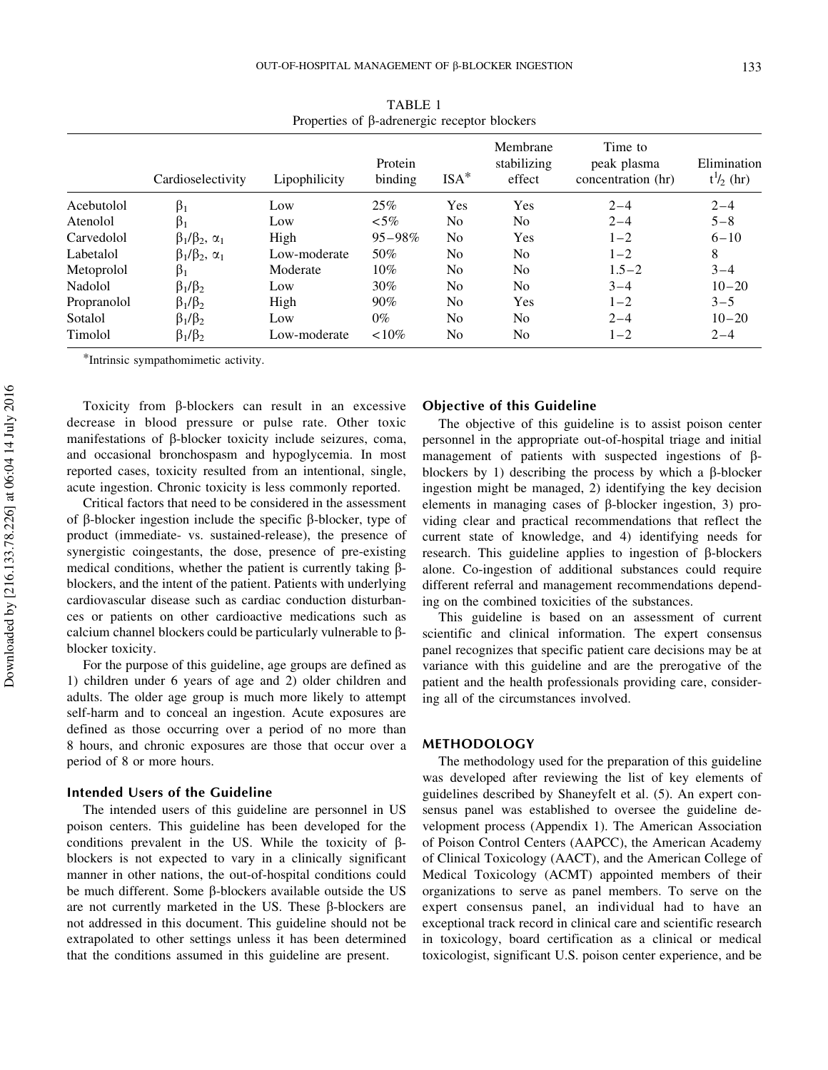TABLE 1
Properties of β-adrenergic receptor blockers

| | Cardioselectivity | Lipophilicity | Protein binding | ISA* | Membrane stabilizing effect | Time to peak plasma concentration (hr) | Elimination $t_{1/2}$ (hr) |
|---|---|---|---|---|---|---|---|
| Acebutolol | $\beta_1$ | Low | 25% | Yes | Yes | 2–4 | 2–4 |
| Atenolol | $\beta_1$ | Low | <5% | No | No | 2–4 | 5–8 |
| Carvedolol | $\beta_1/\beta_2$, $\alpha_1$ | High | 95–98% | No | Yes | 1–2 | 6–10 |
| Labetalol | $\beta_1/\beta_2$, $\alpha_1$ | Low-moderate | 50% | No | No | 1–2 | 8 |
| Metoprolol | $\beta_1$ | Moderate | 10% | No | No | 1.5–2 | 3–4 |
| Nadolol | $\beta_1/\beta_2$ | Low | 30% | No | No | 3–4 | 10–20 |
| Propranolol | $\beta_1/\beta_2$ | High | 90% | No | Yes | 1–2 | 3–5 |
| Sotalol | $\beta_1/\beta_2$ | Low | 0% | No | No | 2–4 | 10–20 |
| Timolol | $\beta_1/\beta_2$ | Low-moderate | <10% | No | No | 1–2 | 2–4 |

*Intrinsic sympathomimetic activity.

Toxicity from β-blockers can result in an excessive decrease in blood pressure or pulse rate. Other toxic manifestations of β-blocker toxicity include seizures, coma, and occasional bronchospasm and hypoglycemia. In most reported cases, toxicity resulted from an intentional, single, acute ingestion. Chronic toxicity is less commonly reported.

Critical factors that need to be considered in the assessment of β-blocker ingestion include the specific β-blocker, type of product (immediate- vs. sustained-release), the presence of synergistic coingestants, the dose, presence of pre-existing medical conditions, whether the patient is currently taking β-blockers, and the intent of the patient. Patients with underlying cardiovascular disease such as cardiac conduction disturbances or patients on other cardioactive medications such as calcium channel blockers could be particularly vulnerable to β-blocker toxicity.

For the purpose of this guideline, age groups are defined as 1) children under 6 years of age and 2) older children and adults. The older age group is much more likely to attempt self-harm and to conceal an ingestion. Acute exposures are defined as those occurring over a period of no more than 8 hours, and chronic exposures are those that occur over a period of 8 or more hours.

### Intended Users of the Guideline

The intended users of this guideline are personnel in US poison centers. This guideline has been developed for the conditions prevalent in the US. While the toxicity of β-blockers is not expected to vary in a clinically significant manner in other nations, the out-of-hospital conditions could be much different. Some β-blockers available outside the US are not currently marketed in the US. These β-blockers are not addressed in this document. This guideline should not be extrapolated to other settings unless it has been determined that the conditions assumed in this guideline are present.

### Objective of this Guideline

The objective of this guideline is to assist poison center personnel in the appropriate out-of-hospital triage and initial management of patients with suspected ingestions of β-blockers by 1) describing the process by which a β-blocker ingestion might be managed, 2) identifying the key decision elements in managing cases of β-blocker ingestion, 3) providing clear and practical recommendations that reflect the current state of knowledge, and 4) identifying needs for research. This guideline applies to ingestion of β-blockers alone. Co-ingestion of additional substances could require different referral and management recommendations depending on the combined toxicities of the substances.

This guideline is based on an assessment of current scientific and clinical information. The expert consensus panel recognizes that specific patient care decisions may be at variance with this guideline and are the prerogative of the patient and the health professionals providing care, considering all of the circumstances involved.

## METHODOLOGY

The methodology used for the preparation of this guideline was developed after reviewing the list of key elements of guidelines described by Shaneyfelt et al. (5). An expert consensus panel was established to oversee the guideline development process (Appendix 1). The American Association of Poison Control Centers (AAPCC), the American Academy of Clinical Toxicology (AACT), and the American College of Medical Toxicology (ACMT) appointed members of their organizations to serve as panel members. To serve on the expert consensus panel, an individual had to have an exceptional track record in clinical care and scientific research in toxicology, board certification as a clinical or medical toxicologist, significant U.S. poison center experience, and be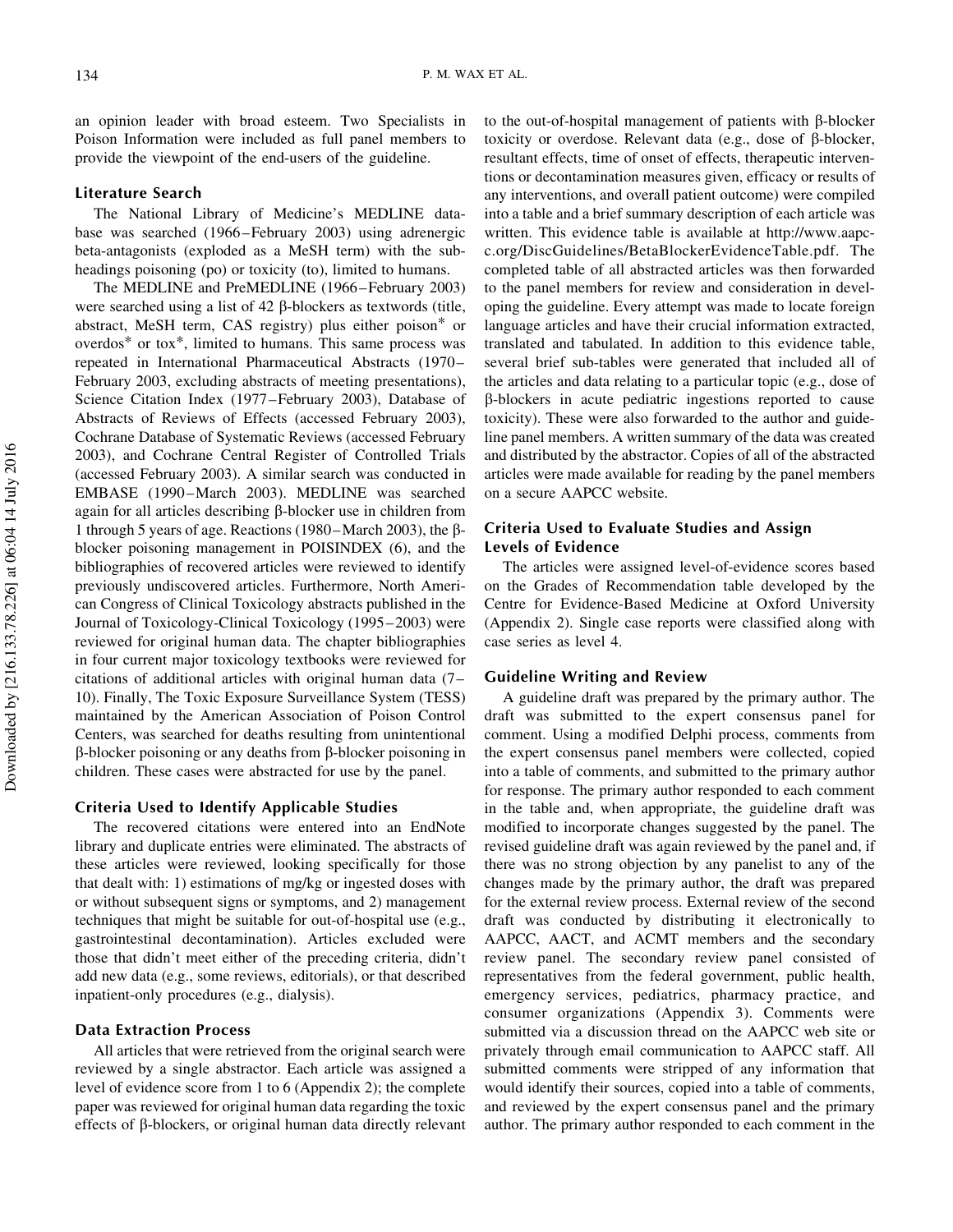an opinion leader with broad esteem. Two Specialists in Poison Information were included as full panel members to provide the viewpoint of the end-users of the guideline.

### Literature Search

The National Library of Medicine's MEDLINE database was searched (1966–February 2003) using adrenergic beta-antagonists (exploded as a MeSH term) with the subheadings poisoning (po) or toxicity (to), limited to humans.

The MEDLINE and PreMEDLINE (1966–February 2003) were searched using a list of 42 β-blockers as textwords (title, abstract, MeSH term, CAS registry) plus either poison* or overdos* or tox*, limited to humans. This same process was repeated in International Pharmaceutical Abstracts (1970–February 2003, excluding abstracts of meeting presentations), Science Citation Index (1977–February 2003), Database of Abstracts of Reviews of Effects (accessed February 2003), Cochrane Database of Systematic Reviews (accessed February 2003), and Cochrane Central Register of Controlled Trials (accessed February 2003). A similar search was conducted in EMBASE (1990–March 2003). MEDLINE was searched again for all articles describing β-blocker use in children from 1 through 5 years of age. Reactions (1980–March 2003), the β-blocker poisoning management in POISINDEX (6), and the bibliographies of recovered articles were reviewed to identify previously undiscovered articles. Furthermore, North American Congress of Clinical Toxicology abstracts published in the Journal of Toxicology-Clinical Toxicology (1995–2003) were reviewed for original human data. The chapter bibliographies in four current major toxicology textbooks were reviewed for citations of additional articles with original human data (7–10). Finally, The Toxic Exposure Surveillance System (TESS) maintained by the American Association of Poison Control Centers, was searched for deaths resulting from unintentional β-blocker poisoning or any deaths from β-blocker poisoning in children. These cases were abstracted for use by the panel.

### Criteria Used to Identify Applicable Studies

The recovered citations were entered into an EndNote library and duplicate entries were eliminated. The abstracts of these articles were reviewed, looking specifically for those that dealt with: 1) estimations of mg/kg or ingested doses with or without subsequent signs or symptoms, and 2) management techniques that might be suitable for out-of-hospital use (e.g., gastrointestinal decontamination). Articles excluded were those that didn't meet either of the preceding criteria, didn't add new data (e.g., some reviews, editorials), or that described inpatient-only procedures (e.g., dialysis).

### Data Extraction Process

All articles that were retrieved from the original search were reviewed by a single abstractor. Each article was assigned a level of evidence score from 1 to 6 (Appendix 2); the complete paper was reviewed for original human data regarding the toxic effects of β-blockers, or original human data directly relevant to the out-of-hospital management of patients with β-blocker toxicity or overdose. Relevant data (e.g., dose of β-blocker, resultant effects, time of onset of effects, therapeutic interventions or decontamination measures given, efficacy or results of any interventions, and overall patient outcome) were compiled into a table and a brief summary description of each article was written. This evidence table is available at http://www.aapcc.org/DiscGuidelines/BetaBlockerEvidenceTable.pdf. The completed table of all abstracted articles was then forwarded to the panel members for review and consideration in developing the guideline. Every attempt was made to locate foreign language articles and have their crucial information extracted, translated and tabulated. In addition to this evidence table, several brief sub-tables were generated that included all of the articles and data relating to a particular topic (e.g., dose of β-blockers in acute pediatric ingestions reported to cause toxicity). These were also forwarded to the author and guideline panel members. A written summary of the data was created and distributed by the abstractor. Copies of all of the abstracted articles were made available for reading by the panel members on a secure AAPCC website.

### Criteria Used to Evaluate Studies and Assign Levels of Evidence

The articles were assigned level-of-evidence scores based on the Grades of Recommendation table developed by the Centre for Evidence-Based Medicine at Oxford University (Appendix 2). Single case reports were classified along with case series as level 4.

### Guideline Writing and Review

A guideline draft was prepared by the primary author. The draft was submitted to the expert consensus panel for comment. Using a modified Delphi process, comments from the expert consensus panel members were collected, copied into a table of comments, and submitted to the primary author for response. The primary author responded to each comment in the table and, when appropriate, the guideline draft was modified to incorporate changes suggested by the panel. The revised guideline draft was again reviewed by the panel and, if there was no strong objection by any panelist to any of the changes made by the primary author, the draft was prepared for the external review process. External review of the second draft was conducted by distributing it electronically to AAPCC, AACT, and ACMT members and the secondary review panel. The secondary review panel consisted of representatives from the federal government, public health, emergency services, pediatrics, pharmacy practice, and consumer organizations (Appendix 3). Comments were submitted via a discussion thread on the AAPCC web site or privately through email communication to AAPCC staff. All submitted comments were stripped of any information that would identify their sources, copied into a table of comments, and reviewed by the expert consensus panel and the primary author. The primary author responded to each comment in the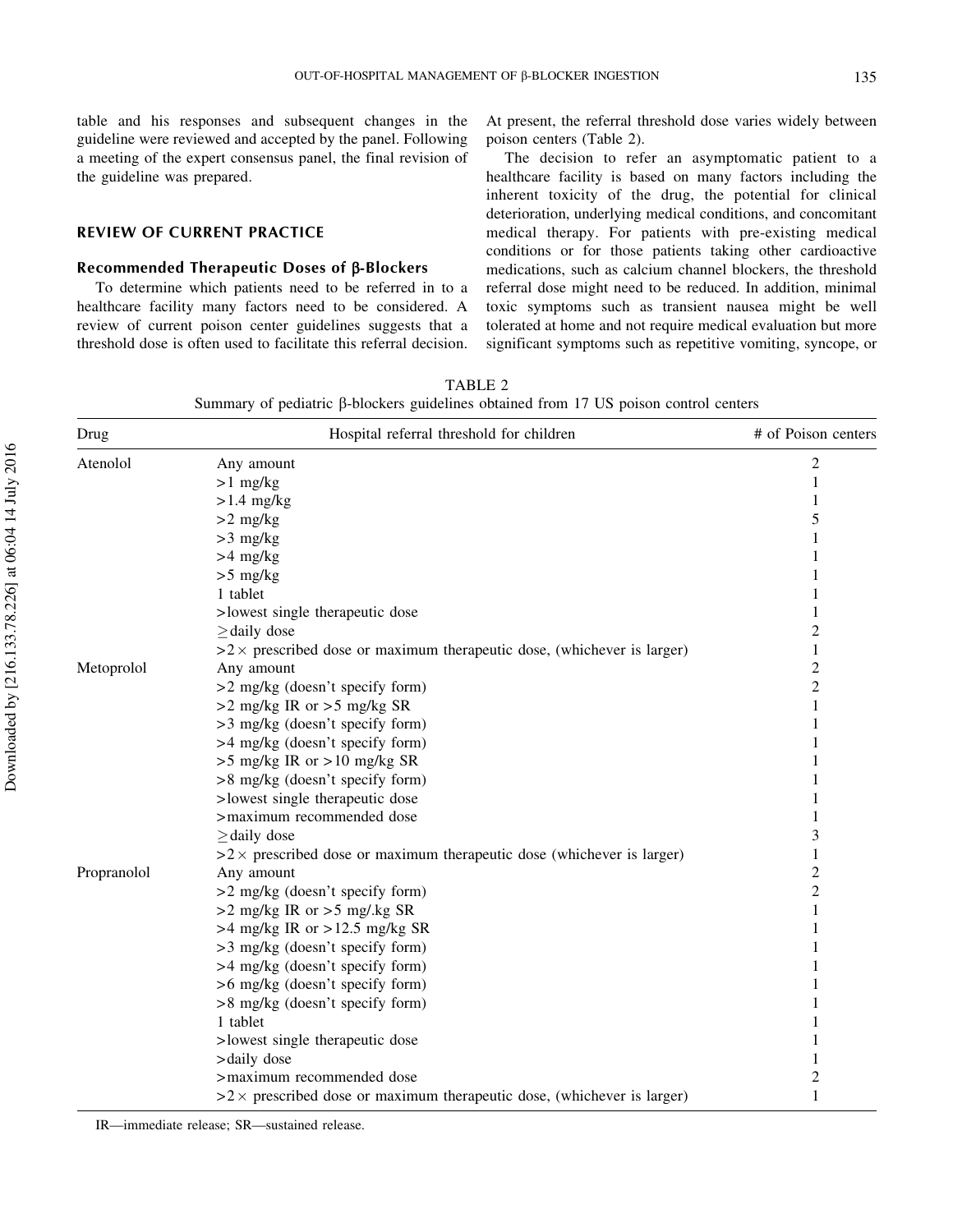table and his responses and subsequent changes in the guideline were reviewed and accepted by the panel. Following a meeting of the expert consensus panel, the final revision of the guideline was prepared.

## REVIEW OF CURRENT PRACTICE

### Recommended Therapeutic Doses of β-Blockers

To determine which patients need to be referred in to a healthcare facility many factors need to be considered. A review of current poison center guidelines suggests that a threshold dose is often used to facilitate this referral decision. At present, the referral threshold dose varies widely between poison centers (Table 2).

The decision to refer an asymptomatic patient to a healthcare facility is based on many factors including the inherent toxicity of the drug, the potential for clinical deterioration, underlying medical conditions, and concomitant medical therapy. For patients with pre-existing medical conditions or for those patients taking other cardioactive medications, such as calcium channel blockers, the threshold referral dose might need to be reduced. In addition, minimal toxic symptoms such as transient nausea might be well tolerated at home and not require medical evaluation but more significant symptoms such as repetitive vomiting, syncope, or

TABLE 2
Summary of pediatric β-blockers guidelines obtained from 17 US poison control centers

| Drug | Hospital referral threshold for children | # of Poison centers |
|---|---|---|
| Atenolol | Any amount | 2 |
| | >1 mg/kg | 1 |
| | >1.4 mg/kg | 1 |
| | >2 mg/kg | 5 |
| | >3 mg/kg | 1 |
| | >4 mg/kg | 1 |
| | >5 mg/kg | 1 |
| | 1 tablet | 1 |
| | >lowest single therapeutic dose | 1 |
| | ≥daily dose | 2 |
| | >2× prescribed dose or maximum therapeutic dose, (whichever is larger) | 1 |
| Metoprolol | Any amount | 2 |
| | >2 mg/kg (doesn't specify form) | 2 |
| | >2 mg/kg IR or >5 mg/kg SR | 1 |
| | >3 mg/kg (doesn't specify form) | 1 |
| | >4 mg/kg (doesn't specify form) | 1 |
| | >5 mg/kg IR or >10 mg/kg SR | 1 |
| | >8 mg/kg (doesn't specify form) | 1 |
| | >lowest single therapeutic dose | 1 |
| | >maximum recommended dose | 1 |
| | ≥daily dose | 3 |
| | >2× prescribed dose or maximum therapeutic dose (whichever is larger) | 1 |
| Propranolol | Any amount | 2 |
| | >2 mg/kg (doesn't specify form) | 2 |
| | >2 mg/kg IR or >5 mg/.kg SR | 1 |
| | >4 mg/kg IR or >12.5 mg/kg SR | 1 |
| | >3 mg/kg (doesn't specify form) | 1 |
| | >4 mg/kg (doesn't specify form) | 1 |
| | >6 mg/kg (doesn't specify form) | 1 |
| | >8 mg/kg (doesn't specify form) | 1 |
| | 1 tablet | 1 |
| | >lowest single therapeutic dose | 1 |
| | >daily dose | 1 |
| | >maximum recommended dose | 2 |
| | >2× prescribed dose or maximum therapeutic dose, (whichever is larger) | 1 |

IR—immediate release; SR—sustained release.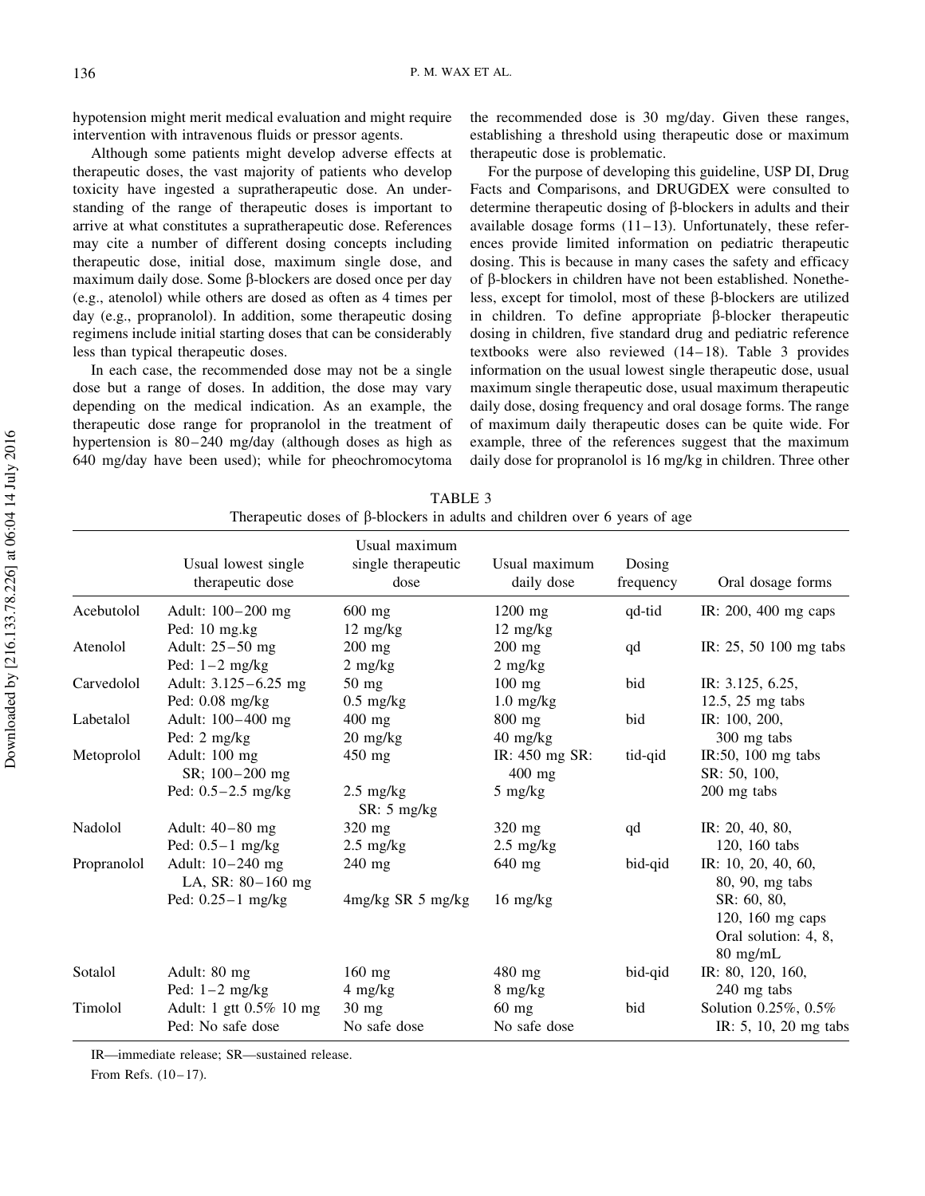hypotension might merit medical evaluation and might require intervention with intravenous fluids or pressor agents.

Although some patients might develop adverse effects at therapeutic doses, the vast majority of patients who develop toxicity have ingested a supratherapeutic dose. An understanding of the range of therapeutic doses is important to arrive at what constitutes a supratherapeutic dose. References may cite a number of different dosing concepts including therapeutic dose, initial dose, maximum single dose, and maximum daily dose. Some β-blockers are dosed once per day (e.g., atenolol) while others are dosed as often as 4 times per day (e.g., propranolol). In addition, some therapeutic dosing regimens include initial starting doses that can be considerably less than typical therapeutic doses.

In each case, the recommended dose may not be a single dose but a range of doses. In addition, the dose may vary depending on the medical indication. As an example, the therapeutic dose range for propranolol in the treatment of hypertension is 80–240 mg/day (although doses as high as 640 mg/day have been used); while for pheochromocytoma the recommended dose is 30 mg/day. Given these ranges, establishing a threshold using therapeutic dose or maximum therapeutic dose is problematic.

For the purpose of developing this guideline, USP DI, Drug Facts and Comparisons, and DRUGDEX were consulted to determine therapeutic dosing of β-blockers in adults and their available dosage forms (11–13). Unfortunately, these references provide limited information on pediatric therapeutic dosing. This is because in many cases the safety and efficacy of β-blockers in children have not been established. Nonetheless, except for timolol, most of these β-blockers are utilized in children. To define appropriate β-blocker therapeutic dosing in children, five standard drug and pediatric reference textbooks were also reviewed (14–18). Table 3 provides information on the usual lowest single therapeutic dose, usual maximum single therapeutic dose, usual maximum therapeutic daily dose, dosing frequency and oral dosage forms. The range of maximum daily therapeutic doses can be quite wide. For example, three of the references suggest that the maximum daily dose for propranolol is 16 mg/kg in children. Three other

TABLE 3
Therapeutic doses of β-blockers in adults and children over 6 years of age

| | Usual lowest single therapeutic dose | Usual maximum single therapeutic dose | Usual maximum daily dose | Dosing frequency | Oral dosage forms |
|---|---|---|---|---|---|
| Acebutolol | Adult: 100–200 mg<br>Ped: 10 mg.kg | 600 mg<br>12 mg/kg | 1200 mg<br>12 mg/kg | qd-tid | IR: 200, 400 mg caps |
| Atenolol | Adult: 25–50 mg<br>Ped: 1–2 mg/kg | 200 mg<br>2 mg/kg | 200 mg<br>2 mg/kg | qd | IR: 25, 50 100 mg tabs |
| Carvedolol | Adult: 3.125–6.25 mg<br>Ped: 0.08 mg/kg | 50 mg<br>0.5 mg/kg | 100 mg<br>1.0 mg/kg | bid | IR: 3.125, 6.25, 12.5, 25 mg tabs |
| Labetalol | Adult: 100–400 mg<br>Ped: 2 mg/kg | 400 mg<br>20 mg/kg | 800 mg<br>40 mg/kg | bid | IR: 100, 200, 300 mg tabs |
| Metoprolol | Adult: 100 mg<br>SR; 100–200 mg<br>Ped: 0.5–2.5 mg/kg | 450 mg<br><br>2.5 mg/kg<br>SR: 5 mg/kg | IR: 450 mg SR: 400 mg<br>5 mg/kg | tid-qid | IR:50, 100 mg tabs<br>SR: 50, 100, 200 mg tabs |
| Nadolol | Adult: 40–80 mg<br>Ped: 0.5–1 mg/kg | 320 mg<br>2.5 mg/kg | 320 mg<br>2.5 mg/kg | qd | IR: 20, 40, 80, 120, 160 tabs |
| Propranolol | Adult: 10–240 mg<br>LA, SR: 80–160 mg<br>Ped: 0.25–1 mg/kg | 240 mg<br><br>4mg/kg SR 5 mg/kg | 640 mg<br><br>16 mg/kg | bid-qid | IR: 10, 20, 40, 60, 80, 90, mg tabs<br>SR: 60, 80, 120, 160 mg caps<br>Oral solution: 4, 8, 80 mg/mL |
| Sotalol | Adult: 80 mg<br>Ped: 1–2 mg/kg | 160 mg<br>4 mg/kg | 480 mg<br>8 mg/kg | bid-qid | IR: 80, 120, 160, 240 mg tabs |
| Timolol | Adult: 1 gtt 0.5% 10 mg<br>Ped: No safe dose | 30 mg<br>No safe dose | 60 mg<br>No safe dose | bid | Solution 0.25%, 0.5%<br>IR: 5, 10, 20 mg tabs |

IR—immediate release; SR—sustained release.

From Refs. (10–17).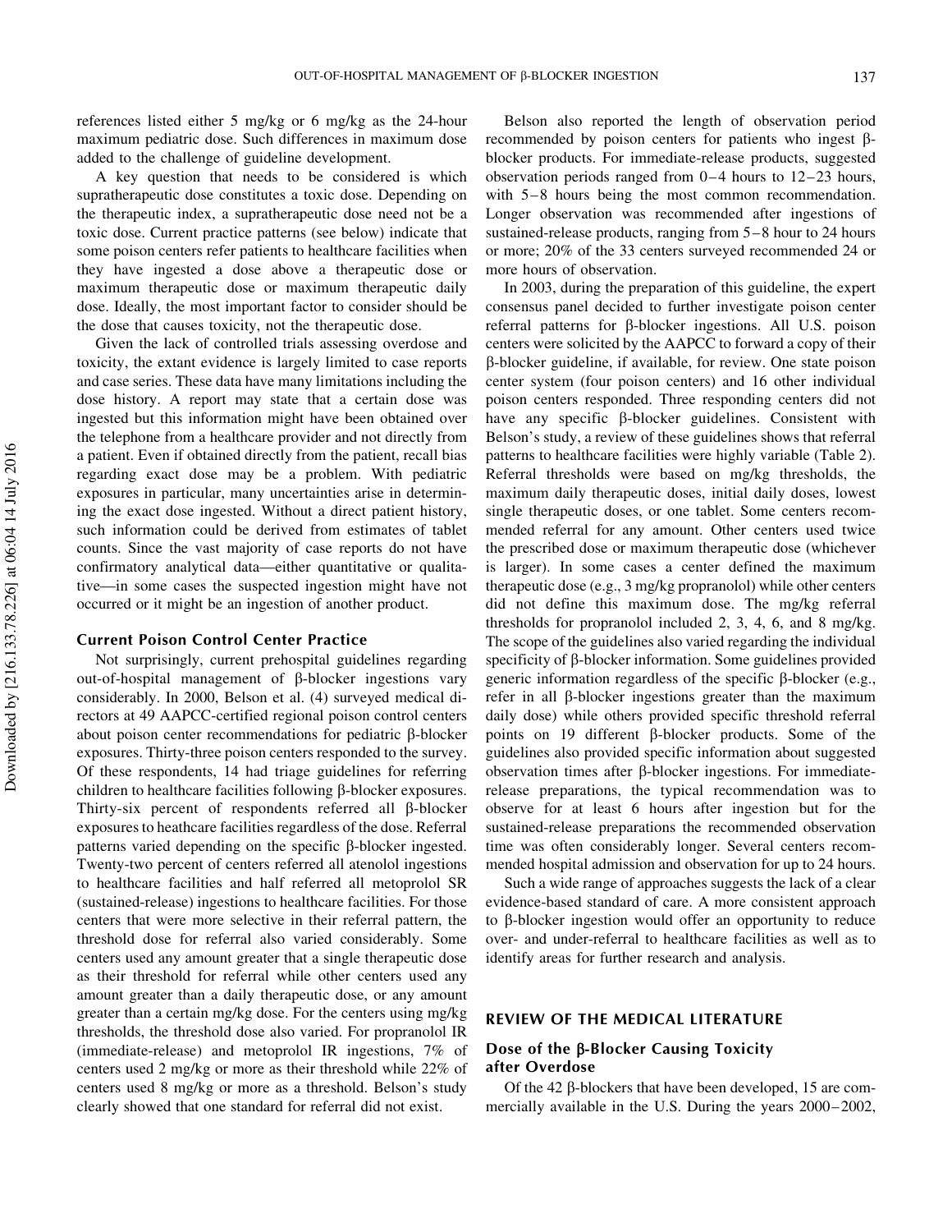references listed either 5 mg/kg or 6 mg/kg as the 24-hour maximum pediatric dose. Such differences in maximum dose added to the challenge of guideline development.

A key question that needs to be considered is which supratherapeutic dose constitutes a toxic dose. Depending on the therapeutic index, a supratherapeutic dose need not be a toxic dose. Current practice patterns (see below) indicate that some poison centers refer patients to healthcare facilities when they have ingested a dose above a therapeutic dose or maximum therapeutic dose or maximum therapeutic daily dose. Ideally, the most important factor to consider should be the dose that causes toxicity, not the therapeutic dose.

Given the lack of controlled trials assessing overdose and toxicity, the extant evidence is largely limited to case reports and case series. These data have many limitations including the dose history. A report may state that a certain dose was ingested but this information might have been obtained over the telephone from a healthcare provider and not directly from a patient. Even if obtained directly from the patient, recall bias regarding exact dose may be a problem. With pediatric exposures in particular, many uncertainties arise in determining the exact dose ingested. Without a direct patient history, such information could be derived from estimates of tablet counts. Since the vast majority of case reports do not have confirmatory analytical data—either quantitative or qualitative—in some cases the suspected ingestion might have not occurred or it might be an ingestion of another product.

### Current Poison Control Center Practice

Not surprisingly, current prehospital guidelines regarding out-of-hospital management of β-blocker ingestions vary considerably. In 2000, Belson et al. (4) surveyed medical directors at 49 AAPCC-certified regional poison control centers about poison center recommendations for pediatric β-blocker exposures. Thirty-three poison centers responded to the survey. Of these respondents, 14 had triage guidelines for referring children to healthcare facilities following β-blocker exposures. Thirty-six percent of respondents referred all β-blocker exposures to heathcare facilities regardless of the dose. Referral patterns varied depending on the specific β-blocker ingested. Twenty-two percent of centers referred all atenolol ingestions to healthcare facilities and half referred all metoprolol SR (sustained-release) ingestions to healthcare facilities. For those centers that were more selective in their referral pattern, the threshold dose for referral also varied considerably. Some centers used any amount greater that a single therapeutic dose as their threshold for referral while other centers used any amount greater than a daily therapeutic dose, or any amount greater than a certain mg/kg dose. For the centers using mg/kg thresholds, the threshold dose also varied. For propranolol IR (immediate-release) and metoprolol IR ingestions, 7% of centers used 2 mg/kg or more as their threshold while 22% of centers used 8 mg/kg or more as a threshold. Belson's study clearly showed that one standard for referral did not exist.

Belson also reported the length of observation period recommended by poison centers for patients who ingest β-blocker products. For immediate-release products, suggested observation periods ranged from 0–4 hours to 12–23 hours, with 5–8 hours being the most common recommendation. Longer observation was recommended after ingestions of sustained-release products, ranging from 5–8 hour to 24 hours or more; 20% of the 33 centers surveyed recommended 24 or more hours of observation.

In 2003, during the preparation of this guideline, the expert consensus panel decided to further investigate poison center referral patterns for β-blocker ingestions. All U.S. poison centers were solicited by the AAPCC to forward a copy of their β-blocker guideline, if available, for review. One state poison center system (four poison centers) and 16 other individual poison centers responded. Three responding centers did not have any specific β-blocker guidelines. Consistent with Belson's study, a review of these guidelines shows that referral patterns to healthcare facilities were highly variable (Table 2). Referral thresholds were based on mg/kg thresholds, the maximum daily therapeutic doses, initial daily doses, lowest single therapeutic doses, or one tablet. Some centers recommended referral for any amount. Other centers used twice the prescribed dose or maximum therapeutic dose (whichever is larger). In some cases a center defined the maximum therapeutic dose (e.g., 3 mg/kg propranolol) while other centers did not define this maximum dose. The mg/kg referral thresholds for propranolol included 2, 3, 4, 6, and 8 mg/kg. The scope of the guidelines also varied regarding the individual specificity of β-blocker information. Some guidelines provided generic information regardless of the specific β-blocker (e.g., refer in all β-blocker ingestions greater than the maximum daily dose) while others provided specific threshold referral points on 19 different β-blocker products. Some of the guidelines also provided specific information about suggested observation times after β-blocker ingestions. For immediate-release preparations, the typical recommendation was to observe for at least 6 hours after ingestion but for the sustained-release preparations the recommended observation time was often considerably longer. Several centers recommended hospital admission and observation for up to 24 hours.

Such a wide range of approaches suggests the lack of a clear evidence-based standard of care. A more consistent approach to β-blocker ingestion would offer an opportunity to reduce over- and under-referral to healthcare facilities as well as to identify areas for further research and analysis.

## REVIEW OF THE MEDICAL LITERATURE

### Dose of the β-Blocker Causing Toxicity after Overdose

Of the 42 β-blockers that have been developed, 15 are commercially available in the U.S. During the years 2000–2002,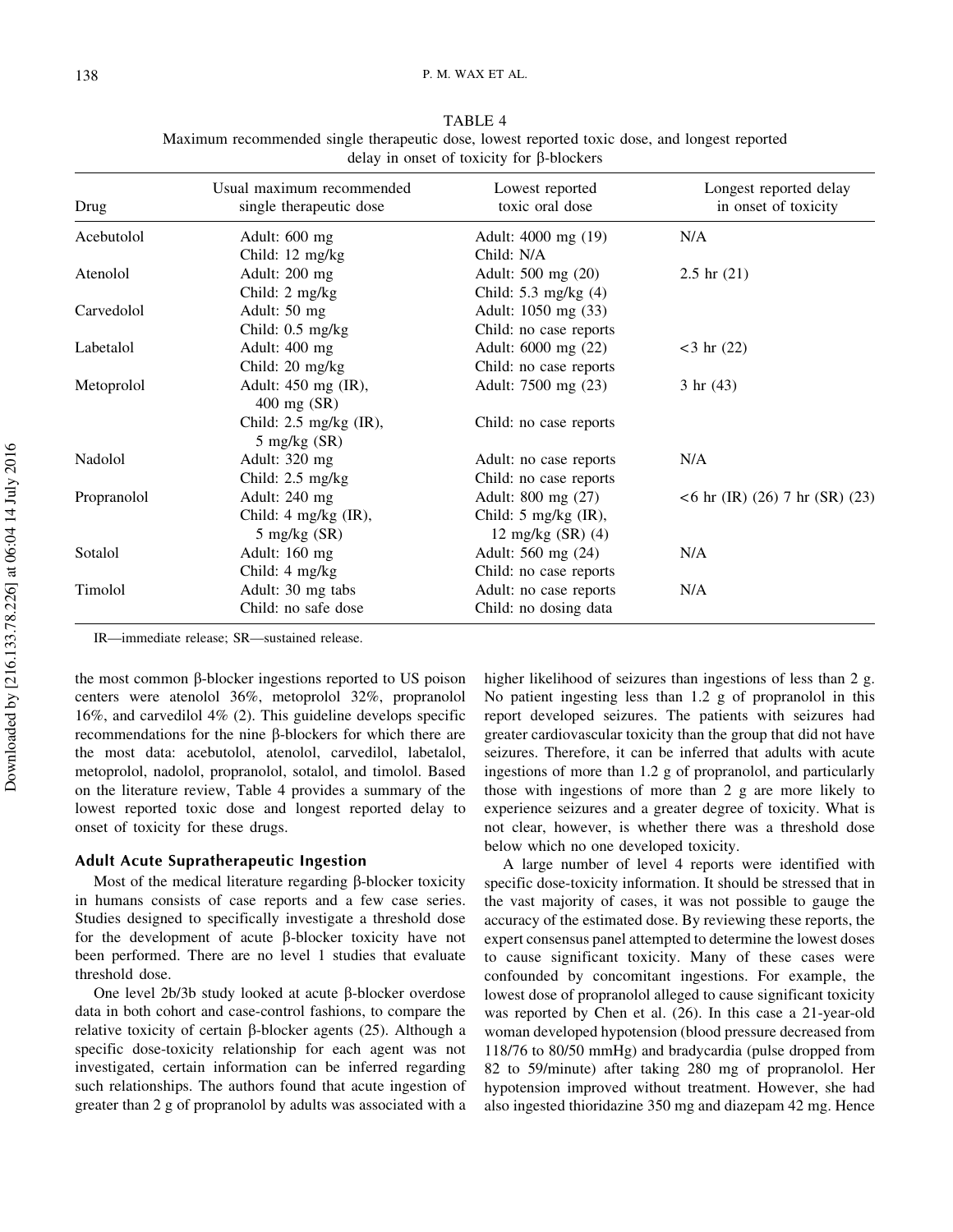TABLE 4
Maximum recommended single therapeutic dose, lowest reported toxic dose, and longest reported delay in onset of toxicity for β-blockers

| Drug | Usual maximum recommended single therapeutic dose | Lowest reported toxic oral dose | Longest reported delay in onset of toxicity |
|---|---|---|---|
| Acebutolol | Adult: 600 mg<br>Child: 12 mg/kg | Adult: 4000 mg (19)<br>Child: N/A | N/A |
| Atenolol | Adult: 200 mg<br>Child: 2 mg/kg | Adult: 500 mg (20)<br>Child: 5.3 mg/kg (4) | 2.5 hr (21) |
| Carvedolol | Adult: 50 mg<br>Child: 0.5 mg/kg | Adult: 1050 mg (33)<br>Child: no case reports | |
| Labetalol | Adult: 400 mg<br>Child: 20 mg/kg | Adult: 6000 mg (22)<br>Child: no case reports | <3 hr (22) |
| Metoprolol | Adult: 450 mg (IR), 400 mg (SR)<br>Child: 2.5 mg/kg (IR), 5 mg/kg (SR) | Adult: 7500 mg (23)<br>Child: no case reports | 3 hr (43) |
| Nadolol | Adult: 320 mg<br>Child: 2.5 mg/kg | Adult: no case reports<br>Child: no case reports | N/A |
| Propranolol | Adult: 240 mg<br>Child: 4 mg/kg (IR), 5 mg/kg (SR) | Adult: 800 mg (27)<br>Child: 5 mg/kg (IR), 12 mg/kg (SR) (4) | <6 hr (IR) (26) 7 hr (SR) (23) |
| Sotalol | Adult: 160 mg<br>Child: 4 mg/kg | Adult: 560 mg (24)<br>Child: no case reports | N/A |
| Timolol | Adult: 30 mg tabs<br>Child: no safe dose | Adult: no case reports<br>Child: no dosing data | N/A |

IR—immediate release; SR—sustained release.

the most common β-blocker ingestions reported to US poison centers were atenolol 36%, metoprolol 32%, propranolol 16%, and carvedilol 4% (2). This guideline develops specific recommendations for the nine β-blockers for which there are the most data: acebutolol, atenolol, carvedilol, labetalol, metoprolol, nadolol, propranolol, sotalol, and timolol. Based on the literature review, Table 4 provides a summary of the lowest reported toxic dose and longest reported delay to onset of toxicity for these drugs.

## Adult Acute Supratherapeutic Ingestion

Most of the medical literature regarding β-blocker toxicity in humans consists of case reports and a few case series. Studies designed to specifically investigate a threshold dose for the development of acute β-blocker toxicity have not been performed. There are no level 1 studies that evaluate threshold dose.

One level 2b/3b study looked at acute β-blocker overdose data in both cohort and case-control fashions, to compare the relative toxicity of certain β-blocker agents (25). Although a specific dose-toxicity relationship for each agent was not investigated, certain information can be inferred regarding such relationships. The authors found that acute ingestion of greater than 2 g of propranolol by adults was associated with a higher likelihood of seizures than ingestions of less than 2 g. No patient ingesting less than 1.2 g of propranolol in this report developed seizures. The patients with seizures had greater cardiovascular toxicity than the group that did not have seizures. Therefore, it can be inferred that adults with acute ingestions of more than 1.2 g of propranolol, and particularly those with ingestions of more than 2 g are more likely to experience seizures and a greater degree of toxicity. What is not clear, however, is whether there was a threshold dose below which no one developed toxicity.

A large number of level 4 reports were identified with specific dose-toxicity information. It should be stressed that in the vast majority of cases, it was not possible to gauge the accuracy of the estimated dose. By reviewing these reports, the expert consensus panel attempted to determine the lowest doses to cause significant toxicity. Many of these cases were confounded by concomitant ingestions. For example, the lowest dose of propranolol alleged to cause significant toxicity was reported by Chen et al. (26). In this case a 21-year-old woman developed hypotension (blood pressure decreased from 118/76 to 80/50 mmHg) and bradycardia (pulse dropped from 82 to 59/minute) after taking 280 mg of propranolol. Her hypotension improved without treatment. However, she had also ingested thioridazine 350 mg and diazepam 42 mg. Hence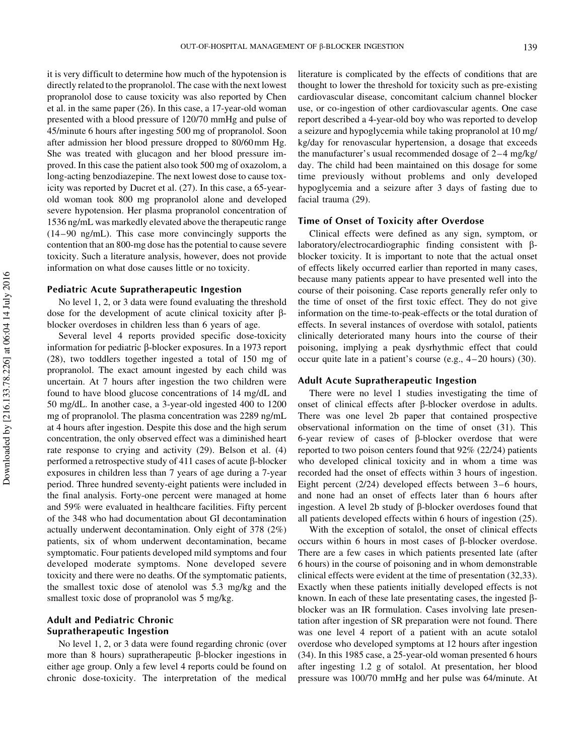it is very difficult to determine how much of the hypotension is directly related to the propranolol. The case with the next lowest propranolol dose to cause toxicity was also reported by Chen et al. in the same paper (26). In this case, a 17-year-old woman presented with a blood pressure of 120/70 mmHg and pulse of 45/minute 6 hours after ingesting 500 mg of propranolol. Soon after admission her blood pressure dropped to 80/60 mm Hg. She was treated with glucagon and her blood pressure improved. In this case the patient also took 500 mg of oxazolom, a long-acting benzodiazepine. The next lowest dose to cause toxicity was reported by Ducret et al. (27). In this case, a 65-year-old woman took 800 mg propranolol alone and developed severe hypotension. Her plasma propranolol concentration of 1536 ng/mL was markedly elevated above the therapeutic range (14–90 ng/mL). This case more convincingly supports the contention that an 800-mg dose has the potential to cause severe toxicity. Such a literature analysis, however, does not provide information on what dose causes little or no toxicity.

### Pediatric Acute Supratherapeutic Ingestion

No level 1, 2, or 3 data were found evaluating the threshold dose for the development of acute clinical toxicity after β-blocker overdoses in children less than 6 years of age.

Several level 4 reports provided specific dose-toxicity information for pediatric β-blocker exposures. In a 1973 report (28), two toddlers together ingested a total of 150 mg of propranolol. The exact amount ingested by each child was uncertain. At 7 hours after ingestion the two children were found to have blood glucose concentrations of 14 mg/dL and 50 mg/dL. In another case, a 3-year-old ingested 400 to 1200 mg of propranolol. The plasma concentration was 2289 ng/mL at 4 hours after ingestion. Despite this dose and the high serum concentration, the only observed effect was a diminished heart rate response to crying and activity (29). Belson et al. (4) performed a retrospective study of 411 cases of acute β-blocker exposures in children less than 7 years of age during a 7-year period. Three hundred seventy-eight patients were included in the final analysis. Forty-one percent were managed at home and 59% were evaluated in healthcare facilities. Fifty percent of the 348 who had documentation about GI decontamination actually underwent decontamination. Only eight of 378 (2%) patients, six of whom underwent decontamination, became symptomatic. Four patients developed mild symptoms and four developed moderate symptoms. None developed severe toxicity and there were no deaths. Of the symptomatic patients, the smallest toxic dose of atenolol was 5.3 mg/kg and the smallest toxic dose of propranolol was 5 mg/kg.

### Adult and Pediatric Chronic Supratherapeutic Ingestion

No level 1, 2, or 3 data were found regarding chronic (over more than 8 hours) supratherapeutic β-blocker ingestions in either age group. Only a few level 4 reports could be found on chronic dose-toxicity. The interpretation of the medical literature is complicated by the effects of conditions that are thought to lower the threshold for toxicity such as pre-existing cardiovascular disease, concomitant calcium channel blocker use, or co-ingestion of other cardiovascular agents. One case report described a 4-year-old boy who was reported to develop a seizure and hypoglycemia while taking propranolol at 10 mg/kg/day for renovascular hypertension, a dosage that exceeds the manufacturer's usual recommended dosage of 2–4 mg/kg/day. The child had been maintained on this dosage for some time previously without problems and only developed hypoglycemia and a seizure after 3 days of fasting due to facial trauma (29).

### Time of Onset of Toxicity after Overdose

Clinical effects were defined as any sign, symptom, or laboratory/electrocardiographic finding consistent with β-blocker toxicity. It is important to note that the actual onset of effects likely occurred earlier than reported in many cases, because many patients appear to have presented well into the course of their poisoning. Case reports generally refer only to the time of onset of the first toxic effect. They do not give information on the time-to-peak-effects or the total duration of effects. In several instances of overdose with sotalol, patients clinically deteriorated many hours into the course of their poisoning, implying a peak dysrhythmic effect that could occur quite late in a patient's course (e.g., 4–20 hours) (30).

### Adult Acute Supratherapeutic Ingestion

There were no level 1 studies investigating the time of onset of clinical effects after β-blocker overdose in adults. There was one level 2b paper that contained prospective observational information on the time of onset (31). This 6-year review of cases of β-blocker overdose that were reported to two poison centers found that 92% (22/24) patients who developed clinical toxicity and in whom a time was recorded had the onset of effects within 3 hours of ingestion. Eight percent (2/24) developed effects between 3–6 hours, and none had an onset of effects later than 6 hours after ingestion. A level 2b study of β-blocker overdoses found that all patients developed effects within 6 hours of ingestion (25).

With the exception of sotalol, the onset of clinical effects occurs within 6 hours in most cases of β-blocker overdose. There are a few cases in which patients presented late (after 6 hours) in the course of poisoning and in whom demonstrable clinical effects were evident at the time of presentation (32,33). Exactly when these patients initially developed effects is not known. In each of these late presentating cases, the ingested β-blocker was an IR formulation. Cases involving late presentation after ingestion of SR preparation were not found. There was one level 4 report of a patient with an acute sotalol overdose who developed symptoms at 12 hours after ingestion (34). In this 1985 case, a 25-year-old woman presented 6 hours after ingesting 1.2 g of sotalol. At presentation, her blood pressure was 100/70 mmHg and her pulse was 64/minute. At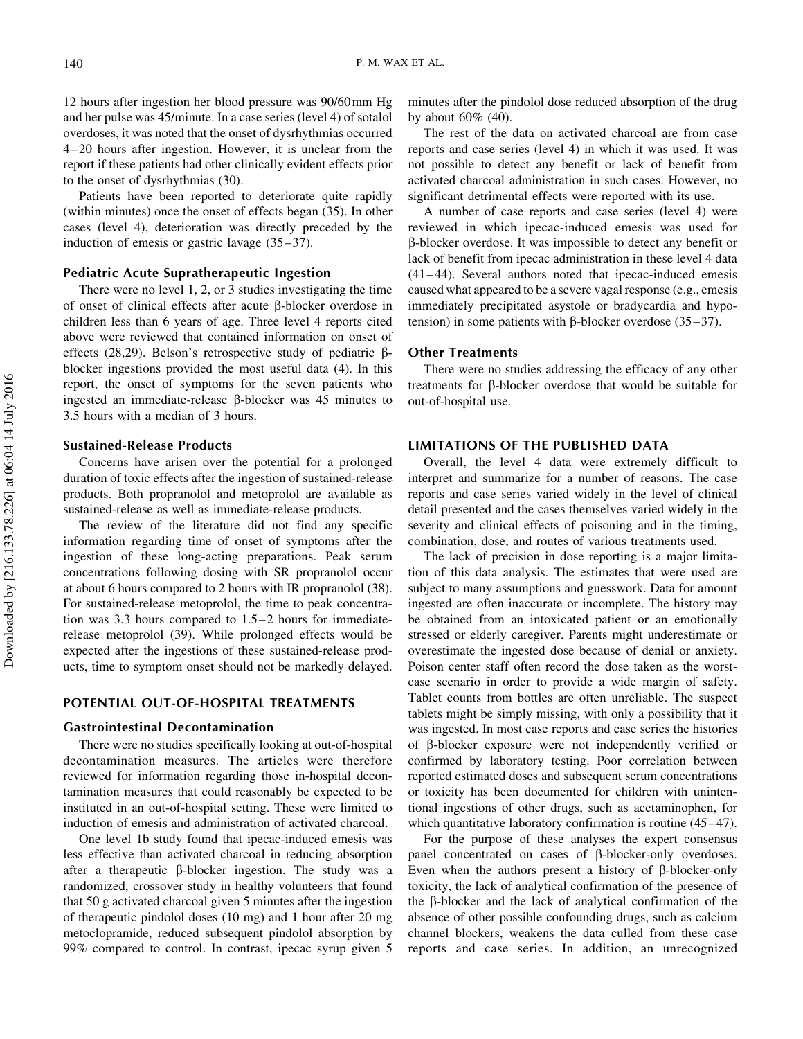12 hours after ingestion her blood pressure was 90/60 mm Hg and her pulse was 45/minute. In a case series (level 4) of sotalol overdoses, it was noted that the onset of dysrhythmias occurred 4–20 hours after ingestion. However, it is unclear from the report if these patients had other clinically evident effects prior to the onset of dysrhythmias (30).

Patients have been reported to deteriorate quite rapidly (within minutes) once the onset of effects began (35). In other cases (level 4), deterioration was directly preceded by the induction of emesis or gastric lavage (35–37).

### Pediatric Acute Supratherapeutic Ingestion

There were no level 1, 2, or 3 studies investigating the time of onset of clinical effects after acute β-blocker overdose in children less than 6 years of age. Three level 4 reports cited above were reviewed that contained information on onset of effects (28,29). Belson's retrospective study of pediatric β-blocker ingestions provided the most useful data (4). In this report, the onset of symptoms for the seven patients who ingested an immediate-release β-blocker was 45 minutes to 3.5 hours with a median of 3 hours.

### Sustained-Release Products

Concerns have arisen over the potential for a prolonged duration of toxic effects after the ingestion of sustained-release products. Both propranolol and metoprolol are available as sustained-release as well as immediate-release products.

The review of the literature did not find any specific information regarding time of onset of symptoms after the ingestion of these long-acting preparations. Peak serum concentrations following dosing with SR propranolol occur at about 6 hours compared to 2 hours with IR propranolol (38). For sustained-release metoprolol, the time to peak concentration was 3.3 hours compared to 1.5–2 hours for immediate-release metoprolol (39). While prolonged effects would be expected after the ingestions of these sustained-release products, time to symptom onset should not be markedly delayed.

## POTENTIAL OUT-OF-HOSPITAL TREATMENTS

### Gastrointestinal Decontamination

There were no studies specifically looking at out-of-hospital decontamination measures. The articles were therefore reviewed for information regarding those in-hospital decontamination measures that could reasonably be expected to be instituted in an out-of-hospital setting. These were limited to induction of emesis and administration of activated charcoal.

One level 1b study found that ipecac-induced emesis was less effective than activated charcoal in reducing absorption after a therapeutic β-blocker ingestion. The study was a randomized, crossover study in healthy volunteers that found that 50 g activated charcoal given 5 minutes after the ingestion of therapeutic pindolol doses (10 mg) and 1 hour after 20 mg metoclopramide, reduced subsequent pindolol absorption by 99% compared to control. In contrast, ipecac syrup given 5 minutes after the pindolol dose reduced absorption of the drug by about 60% (40).

The rest of the data on activated charcoal are from case reports and case series (level 4) in which it was used. It was not possible to detect any benefit or lack of benefit from activated charcoal administration in such cases. However, no significant detrimental effects were reported with its use.

A number of case reports and case series (level 4) were reviewed in which ipecac-induced emesis was used for β-blocker overdose. It was impossible to detect any benefit or lack of benefit from ipecac administration in these level 4 data (41–44). Several authors noted that ipecac-induced emesis caused what appeared to be a severe vagal response (e.g., emesis immediately precipitated asystole or bradycardia and hypotension) in some patients with β-blocker overdose (35–37).

### Other Treatments

There were no studies addressing the efficacy of any other treatments for β-blocker overdose that would be suitable for out-of-hospital use.

## LIMITATIONS OF THE PUBLISHED DATA

Overall, the level 4 data were extremely difficult to interpret and summarize for a number of reasons. The case reports and case series varied widely in the level of clinical detail presented and the cases themselves varied widely in the severity and clinical effects of poisoning and in the timing, combination, dose, and routes of various treatments used.

The lack of precision in dose reporting is a major limitation of this data analysis. The estimates that were used are subject to many assumptions and guesswork. Data for amount ingested are often inaccurate or incomplete. The history may be obtained from an intoxicated patient or an emotionally stressed or elderly caregiver. Parents might underestimate or overestimate the ingested dose because of denial or anxiety. Poison center staff often record the dose taken as the worst-case scenario in order to provide a wide margin of safety. Tablet counts from bottles are often unreliable. The suspect tablets might be simply missing, with only a possibility that it was ingested. In most case reports and case series the histories of β-blocker exposure were not independently verified or confirmed by laboratory testing. Poor correlation between reported estimated doses and subsequent serum concentrations or toxicity has been documented for children with unintentional ingestions of other drugs, such as acetaminophen, for which quantitative laboratory confirmation is routine (45–47).

For the purpose of these analyses the expert consensus panel concentrated on cases of β-blocker-only overdoses. Even when the authors present a history of β-blocker-only toxicity, the lack of analytical confirmation of the presence of the β-blocker and the lack of analytical confirmation of the absence of other possible confounding drugs, such as calcium channel blockers, weakens the data culled from these case reports and case series. In addition, an unrecognized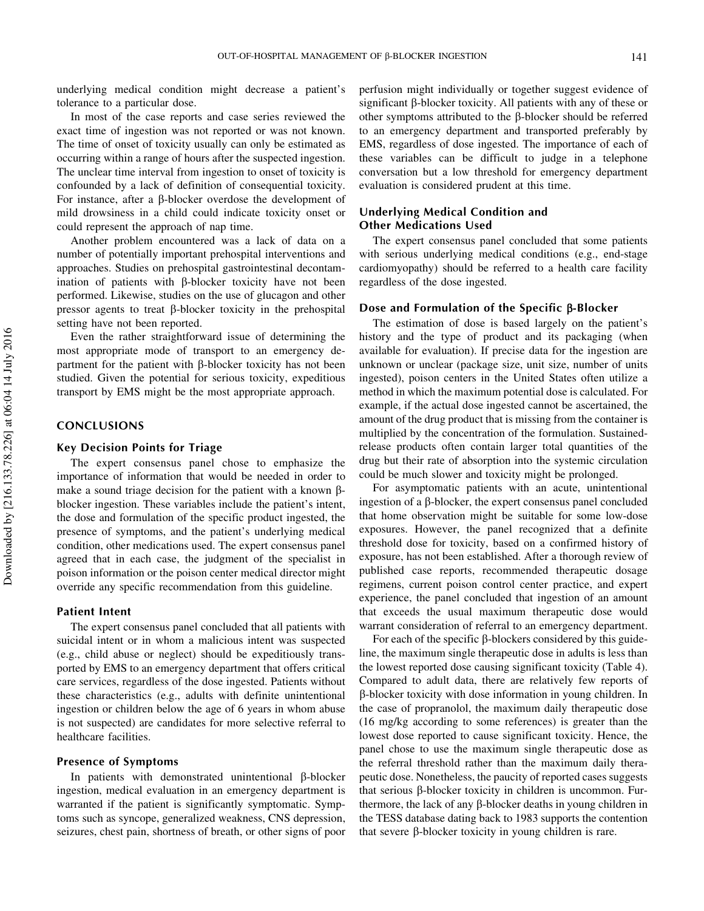underlying medical condition might decrease a patient's tolerance to a particular dose.

In most of the case reports and case series reviewed the exact time of ingestion was not reported or was not known. The time of onset of toxicity usually can only be estimated as occurring within a range of hours after the suspected ingestion. The unclear time interval from ingestion to onset of toxicity is confounded by a lack of definition of consequential toxicity. For instance, after a β-blocker overdose the development of mild drowsiness in a child could indicate toxicity onset or could represent the approach of nap time.

Another problem encountered was a lack of data on a number of potentially important prehospital interventions and approaches. Studies on prehospital gastrointestinal decontamination of patients with β-blocker toxicity have not been performed. Likewise, studies on the use of glucagon and other pressor agents to treat β-blocker toxicity in the prehospital setting have not been reported.

Even the rather straightforward issue of determining the most appropriate mode of transport to an emergency department for the patient with β-blocker toxicity has not been studied. Given the potential for serious toxicity, expeditious transport by EMS might be the most appropriate approach.

## CONCLUSIONS

### Key Decision Points for Triage

The expert consensus panel chose to emphasize the importance of information that would be needed in order to make a sound triage decision for the patient with a known β-blocker ingestion. These variables include the patient's intent, the dose and formulation of the specific product ingested, the presence of symptoms, and the patient's underlying medical condition, other medications used. The expert consensus panel agreed that in each case, the judgment of the specialist in poison information or the poison center medical director might override any specific recommendation from this guideline.

### Patient Intent

The expert consensus panel concluded that all patients with suicidal intent or in whom a malicious intent was suspected (e.g., child abuse or neglect) should be expeditiously transported by EMS to an emergency department that offers critical care services, regardless of the dose ingested. Patients without these characteristics (e.g., adults with definite unintentional ingestion or children below the age of 6 years in whom abuse is not suspected) are candidates for more selective referral to healthcare facilities.

### Presence of Symptoms

In patients with demonstrated unintentional β-blocker ingestion, medical evaluation in an emergency department is warranted if the patient is significantly symptomatic. Symptoms such as syncope, generalized weakness, CNS depression, seizures, chest pain, shortness of breath, or other signs of poor perfusion might individually or together suggest evidence of significant β-blocker toxicity. All patients with any of these or other symptoms attributed to the β-blocker should be referred to an emergency department and transported preferably by EMS, regardless of dose ingested. The importance of each of these variables can be difficult to judge in a telephone conversation but a low threshold for emergency department evaluation is considered prudent at this time.

### Underlying Medical Condition and Other Medications Used

The expert consensus panel concluded that some patients with serious underlying medical conditions (e.g., end-stage cardiomyopathy) should be referred to a health care facility regardless of the dose ingested.

### Dose and Formulation of the Specific β-Blocker

The estimation of dose is based largely on the patient's history and the type of product and its packaging (when available for evaluation). If precise data for the ingestion are unknown or unclear (package size, unit size, number of units ingested), poison centers in the United States often utilize a method in which the maximum potential dose is calculated. For example, if the actual dose ingested cannot be ascertained, the amount of the drug product that is missing from the container is multiplied by the concentration of the formulation. Sustained-release products often contain larger total quantities of the drug but their rate of absorption into the systemic circulation could be much slower and toxicity might be prolonged.

For asymptomatic patients with an acute, unintentional ingestion of a β-blocker, the expert consensus panel concluded that home observation might be suitable for some low-dose exposures. However, the panel recognized that a definite threshold dose for toxicity, based on a confirmed history of exposure, has not been established. After a thorough review of published case reports, recommended therapeutic dosage regimens, current poison control center practice, and expert experience, the panel concluded that ingestion of an amount that exceeds the usual maximum therapeutic dose would warrant consideration of referral to an emergency department.

For each of the specific β-blockers considered by this guideline, the maximum single therapeutic dose in adults is less than the lowest reported dose causing significant toxicity (Table 4). Compared to adult data, there are relatively few reports of β-blocker toxicity with dose information in young children. In the case of propranolol, the maximum daily therapeutic dose (16 mg/kg according to some references) is greater than the lowest dose reported to cause significant toxicity. Hence, the panel chose to use the maximum single therapeutic dose as the referral threshold rather than the maximum daily therapeutic dose. Nonetheless, the paucity of reported cases suggests that serious β-blocker toxicity in children is uncommon. Furthermore, the lack of any β-blocker deaths in young children in the TESS database dating back to 1983 supports the contention that severe β-blocker toxicity in young children is rare.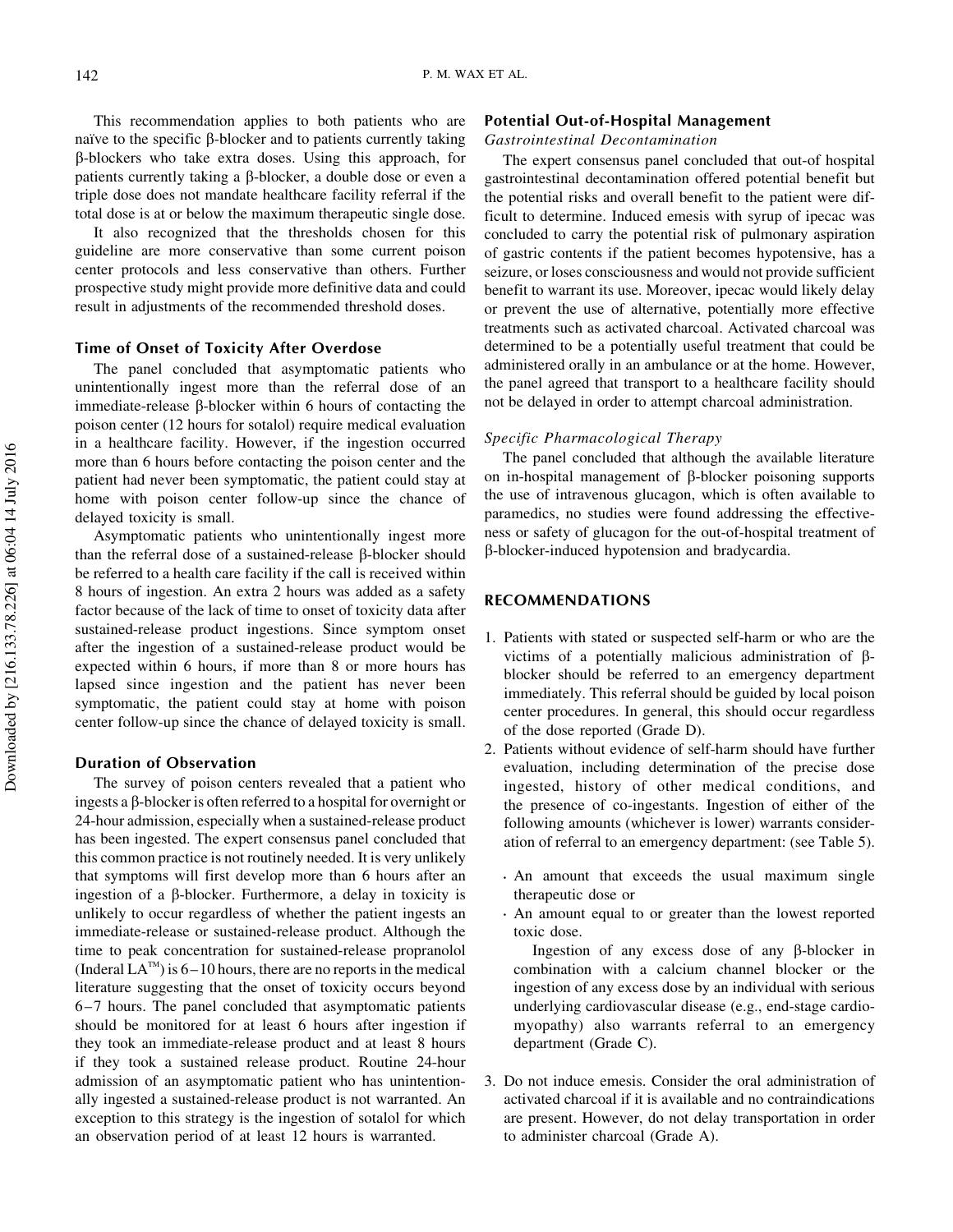This recommendation applies to both patients who are naïve to the specific β-blocker and to patients currently taking β-blockers who take extra doses. Using this approach, for patients currently taking a β-blocker, a double dose or even a triple dose does not mandate healthcare facility referral if the total dose is at or below the maximum therapeutic single dose.

It also recognized that the thresholds chosen for this guideline are more conservative than some current poison center protocols and less conservative than others. Further prospective study might provide more definitive data and could result in adjustments of the recommended threshold doses.

### Time of Onset of Toxicity After Overdose

The panel concluded that asymptomatic patients who unintentionally ingest more than the referral dose of an immediate-release β-blocker within 6 hours of contacting the poison center (12 hours for sotalol) require medical evaluation in a healthcare facility. However, if the ingestion occurred more than 6 hours before contacting the poison center and the patient had never been symptomatic, the patient could stay at home with poison center follow-up since the chance of delayed toxicity is small.

Asymptomatic patients who unintentionally ingest more than the referral dose of a sustained-release β-blocker should be referred to a health care facility if the call is received within 8 hours of ingestion. An extra 2 hours was added as a safety factor because of the lack of time to onset of toxicity data after sustained-release product ingestions. Since symptom onset after the ingestion of a sustained-release product would be expected within 6 hours, if more than 8 or more hours has lapsed since ingestion and the patient has never been symptomatic, the patient could stay at home with poison center follow-up since the chance of delayed toxicity is small.

### Duration of Observation

The survey of poison centers revealed that a patient who ingests a β-blocker is often referred to a hospital for overnight or 24-hour admission, especially when a sustained-release product has been ingested. The expert consensus panel concluded that this common practice is not routinely needed. It is very unlikely that symptoms will first develop more than 6 hours after an ingestion of a β-blocker. Furthermore, a delay in toxicity is unlikely to occur regardless of whether the patient ingests an immediate-release or sustained-release product. Although the time to peak concentration for sustained-release propranolol (Inderal LA™) is 6–10 hours, there are no reports in the medical literature suggesting that the onset of toxicity occurs beyond 6–7 hours. The panel concluded that asymptomatic patients should be monitored for at least 6 hours after ingestion if they took an immediate-release product and at least 8 hours if they took a sustained release product. Routine 24-hour admission of an asymptomatic patient who has unintentionally ingested a sustained-release product is not warranted. An exception to this strategy is the ingestion of sotalol for which an observation period of at least 12 hours is warranted.

### Potential Out-of-Hospital Management

*Gastrointestinal Decontamination*

The expert consensus panel concluded that out-of hospital gastrointestinal decontamination offered potential benefit but the potential risks and overall benefit to the patient were difficult to determine. Induced emesis with syrup of ipecac was concluded to carry the potential risk of pulmonary aspiration of gastric contents if the patient becomes hypotensive, has a seizure, or loses consciousness and would not provide sufficient benefit to warrant its use. Moreover, ipecac would likely delay or prevent the use of alternative, potentially more effective treatments such as activated charcoal. Activated charcoal was determined to be a potentially useful treatment that could be administered orally in an ambulance or at the home. However, the panel agreed that transport to a healthcare facility should not be delayed in order to attempt charcoal administration.

*Specific Pharmacological Therapy*

The panel concluded that although the available literature on in-hospital management of β-blocker poisoning supports the use of intravenous glucagon, which is often available to paramedics, no studies were found addressing the effectiveness or safety of glucagon for the out-of-hospital treatment of β-blocker-induced hypotension and bradycardia.

## RECOMMENDATIONS

1. Patients with stated or suspected self-harm or who are the victims of a potentially malicious administration of β-blocker should be referred to an emergency department immediately. This referral should be guided by local poison center procedures. In general, this should occur regardless of the dose reported (Grade D).
2. Patients without evidence of self-harm should have further evaluation, including determination of the precise dose ingested, history of other medical conditions, and the presence of co-ingestants. Ingestion of either of the following amounts (whichever is lower) warrants consideration of referral to an emergency department: (see Table 5).
   - An amount that exceeds the usual maximum single therapeutic dose or
   - An amount equal to or greater than the lowest reported toxic dose.

   Ingestion of any excess dose of any β-blocker in combination with a calcium channel blocker or the ingestion of any excess dose by an individual with serious underlying cardiovascular disease (e.g., end-stage cardiomyopathy) also warrants referral to an emergency department (Grade C).
3. Do not induce emesis. Consider the oral administration of activated charcoal if it is available and no contraindications are present. However, do not delay transportation in order to administer charcoal (Grade A).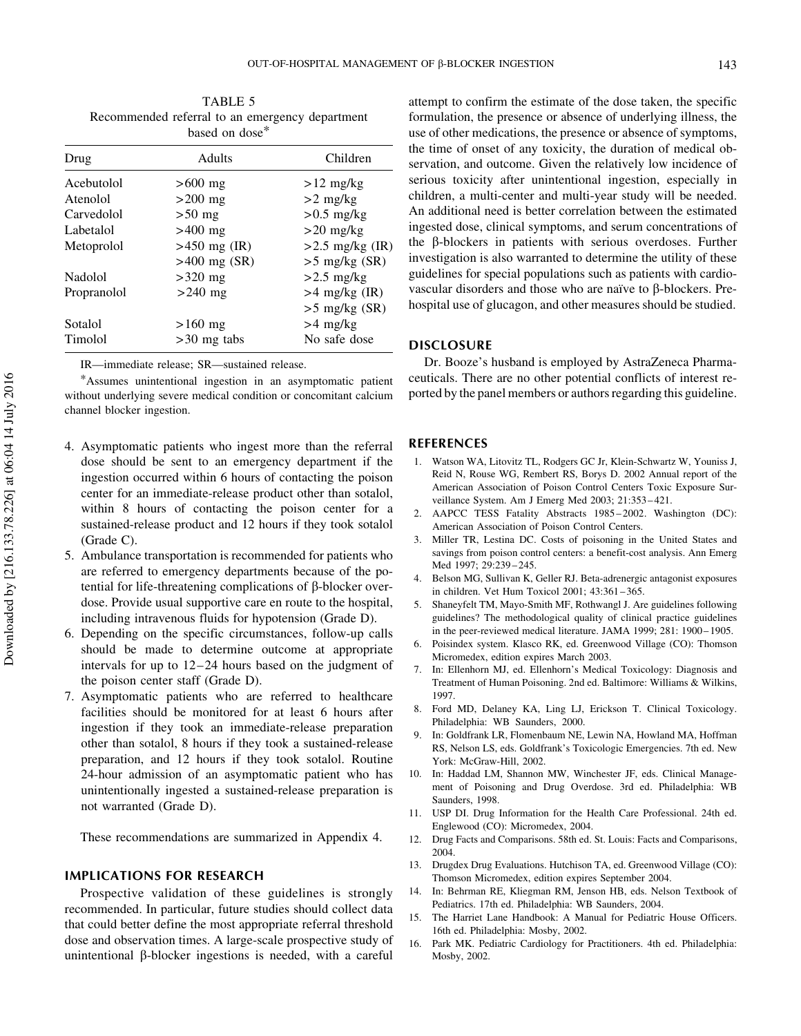TABLE 5
Recommended referral to an emergency department based on dose*

| Drug | Adults | Children |
|---|---|---|
| Acebutolol | >600 mg | >12 mg/kg |
| Atenolol | >200 mg | >2 mg/kg |
| Carvedolol | >50 mg | >0.5 mg/kg |
| Labetalol | >400 mg | >20 mg/kg |
| Metoprolol | >450 mg (IR) | >2.5 mg/kg (IR) |
| | >400 mg (SR) | >5 mg/kg (SR) |
| Nadolol | >320 mg | >2.5 mg/kg |
| Propranolol | >240 mg | >4 mg/kg (IR) |
| | | >5 mg/kg (SR) |
| Sotalol | >160 mg | >4 mg/kg |
| Timolol | >30 mg tabs | No safe dose |

IR—immediate release; SR—sustained release.

*Assumes unintentional ingestion in an asymptomatic patient without underlying severe medical condition or concomitant calcium channel blocker ingestion.

4. Asymptomatic patients who ingest more than the referral dose should be sent to an emergency department if the ingestion occurred within 6 hours of contacting the poison center for an immediate-release product other than sotalol, within 8 hours of contacting the poison center for a sustained-release product and 12 hours if they took sotalol (Grade C).
5. Ambulance transportation is recommended for patients who are referred to emergency departments because of the potential for life-threatening complications of β-blocker overdose. Provide usual supportive care en route to the hospital, including intravenous fluids for hypotension (Grade D).
6. Depending on the specific circumstances, follow-up calls should be made to determine outcome at appropriate intervals for up to 12–24 hours based on the judgment of the poison center staff (Grade D).
7. Asymptomatic patients who are referred to healthcare facilities should be monitored for at least 6 hours after ingestion if they took an immediate-release preparation other than sotalol, 8 hours if they took a sustained-release preparation, and 12 hours if they took sotalol. Routine 24-hour admission of an asymptomatic patient who has unintentionally ingested a sustained-release preparation is not warranted (Grade D).

These recommendations are summarized in Appendix 4.

## IMPLICATIONS FOR RESEARCH

Prospective validation of these guidelines is strongly recommended. In particular, future studies should collect data that could better define the most appropriate referral threshold dose and observation times. A large-scale prospective study of unintentional β-blocker ingestions is needed, with a careful attempt to confirm the estimate of the dose taken, the specific formulation, the presence or absence of underlying illness, the use of other medications, the presence or absence of symptoms, the time of onset of any toxicity, the duration of medical observation, and outcome. Given the relatively low incidence of serious toxicity after unintentional ingestion, especially in children, a multi-center and multi-year study will be needed. An additional need is better correlation between the estimated ingested dose, clinical symptoms, and serum concentrations of the β-blockers in patients with serious overdoses. Further investigation is also warranted to determine the utility of these guidelines for special populations such as patients with cardiovascular disorders and those who are naïve to β-blockers. Prehospital use of glucagon, and other measures should be studied.

## DISCLOSURE

Dr. Booze's husband is employed by AstraZeneca Pharmaceuticals. There are no other potential conflicts of interest reported by the panel members or authors regarding this guideline.

## REFERENCES

1. Watson WA, Litovitz TL, Rodgers GC Jr, Klein-Schwartz W, Youniss J, Reid N, Rouse WG, Rembert RS, Borys D. 2002 Annual report of the American Association of Poison Control Centers Toxic Exposure Surveillance System. Am J Emerg Med 2003; 21:353–421.
2. AAPCC TESS Fatality Abstracts 1985–2002. Washington (DC): American Association of Poison Control Centers.
3. Miller TR, Lestina DC. Costs of poisoning in the United States and savings from poison control centers: a benefit-cost analysis. Ann Emerg Med 1997; 29:239–245.
4. Belson MG, Sullivan K, Geller RJ. Beta-adrenergic antagonist exposures in children. Vet Hum Toxicol 2001; 43:361–365.
5. Shaneyfelt TM, Mayo-Smith MF, Rothwangl J. Are guidelines following guidelines? The methodological quality of clinical practice guidelines in the peer-reviewed medical literature. JAMA 1999; 281: 1900–1905.
6. Poisindex system. Klasco RK, ed. Greenwood Village (CO): Thomson Micromedex, edition expires March 2003.
7. In: Ellenhorn MJ, ed. Ellenhorn's Medical Toxicology: Diagnosis and Treatment of Human Poisoning. 2nd ed. Baltimore: Williams & Wilkins, 1997.
8. Ford MD, Delaney KA, Ling LJ, Erickson T. Clinical Toxicology. Philadelphia: WB Saunders, 2000.
9. In: Goldfrank LR, Flomenbaum NE, Lewin NA, Howland MA, Hoffman RS, Nelson LS, eds. Goldfrank's Toxicologic Emergencies. 7th ed. New York: McGraw-Hill, 2002.
10. In: Haddad LM, Shannon MW, Winchester JF, eds. Clinical Management of Poisoning and Drug Overdose. 3rd ed. Philadelphia: WB Saunders, 1998.
11. USP DI. Drug Information for the Health Care Professional. 24th ed. Englewood (CO): Micromedex, 2004.
12. Drug Facts and Comparisons. 58th ed. St. Louis: Facts and Comparisons, 2004.
13. Drugdex Drug Evaluations. Hutchison TA, ed. Greenwood Village (CO): Thomson Micromedex, edition expires September 2004.
14. In: Behrman RE, Kliegman RM, Jenson HB, eds. Nelson Textbook of Pediatrics. 17th ed. Philadelphia: WB Saunders, 2004.
15. The Harriet Lane Handbook: A Manual for Pediatric House Officers. 16th ed. Philadelphia: Mosby, 2002.
16. Park MK. Pediatric Cardiology for Practitioners. 4th ed. Philadelphia: Mosby, 2002.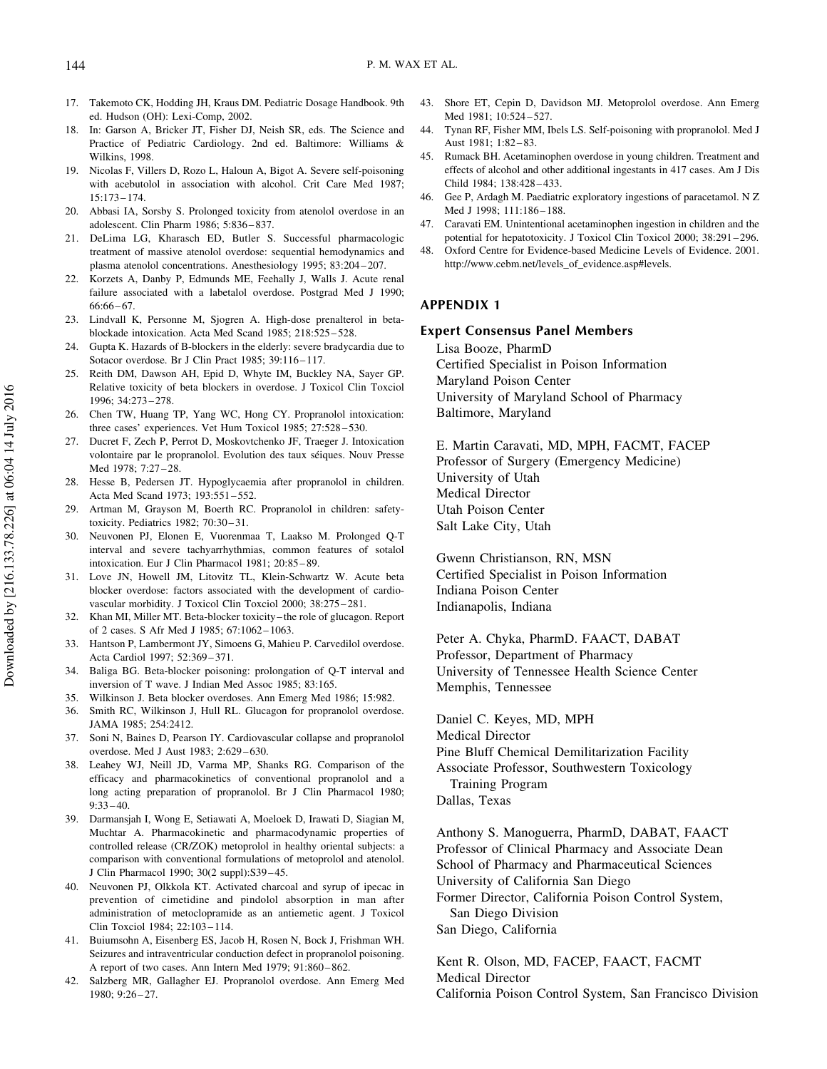17. Takemoto CK, Hodding JH, Kraus DM. Pediatric Dosage Handbook. 9th ed. Hudson (OH): Lexi-Comp, 2002.
18. In: Garson A, Bricker JT, Fisher DJ, Neish SR, eds. The Science and Practice of Pediatric Cardiology. 2nd ed. Baltimore: Williams & Wilkins, 1998.
19. Nicolas F, Villers D, Rozo L, Haloun A, Bigot A. Severe self-poisoning with acebutolol in association with alcohol. Crit Care Med 1987; 15:173–174.
20. Abbasi IA, Sorsby S. Prolonged toxicity from atenolol overdose in an adolescent. Clin Pharm 1986; 5:836–837.
21. DeLima LG, Kharasch ED, Butler S. Successful pharmacologic treatment of massive atenolol overdose: sequential hemodynamics and plasma atenolol concentrations. Anesthesiology 1995; 83:204–207.
22. Korzets A, Danby P, Edmunds ME, Feehally J, Walls J. Acute renal failure associated with a labetalol overdose. Postgrad Med J 1990; 66:66–67.
23. Lindvall K, Personne M, Sjogren A. High-dose prenalterol in beta-blockade intoxication. Acta Med Scand 1985; 218:525–528.
24. Gupta K. Hazards of B-blockers in the elderly: severe bradycardia due to Sotacor overdose. Br J Clin Pract 1985; 39:116–117.
25. Reith DM, Dawson AH, Epid D, Whyte IM, Buckley NA, Sayer GP. Relative toxicity of beta blockers in overdose. J Toxicol Clin Toxciol 1996; 34:273–278.
26. Chen TW, Huang TP, Yang WC, Hong CY. Propranolol intoxication: three cases' experiences. Vet Hum Toxicol 1985; 27:528–530.
27. Ducret F, Zech P, Perrot D, Moskovtchenko JF, Traeger J. Intoxication volontaire par le propranolol. Evolution des taux séiques. Nouv Presse Med 1978; 7:27–28.
28. Hesse B, Pedersen JT. Hypoglycaemia after propranolol in children. Acta Med Scand 1973; 193:551–552.
29. Artman M, Grayson M, Boerth RC. Propranolol in children: safety-toxicity. Pediatrics 1982; 70:30–31.
30. Neuvonen PJ, Elonen E, Vuorenmaa T, Laakso M. Prolonged Q-T interval and severe tachyarrhythmias, common features of sotalol intoxication. Eur J Clin Pharmacol 1981; 20:85–89.
31. Love JN, Howell JM, Litovitz TL, Klein-Schwartz W. Acute beta blocker overdose: factors associated with the development of cardiovascular morbidity. J Toxicol Clin Toxciol 2000; 38:275–281.
32. Khan MI, Miller MT. Beta-blocker toxicity–the role of glucagon. Report of 2 cases. S Afr Med J 1985; 67:1062–1063.
33. Hantson P, Lambermont JY, Simoens G, Mahieu P. Carvedilol overdose. Acta Cardiol 1997; 52:369–371.
34. Baliga BG. Beta-blocker poisoning: prolongation of Q-T interval and inversion of T wave. J Indian Med Assoc 1985; 83:165.
35. Wilkinson J. Beta blocker overdoses. Ann Emerg Med 1986; 15:982.
36. Smith RC, Wilkinson J, Hull RL. Glucagon for propranolol overdose. JAMA 1985; 254:2412.
37. Soni N, Baines D, Pearson IY. Cardiovascular collapse and propranolol overdose. Med J Aust 1983; 2:629–630.
38. Leahey WJ, Neill JD, Varma MP, Shanks RG. Comparison of the efficacy and pharmacokinetics of conventional propranolol and a long acting preparation of propranolol. Br J Clin Pharmacol 1980; 9:33–40.
39. Darmansjah I, Wong E, Setiawati A, Moeloek D, Irawati D, Siagian M, Muchtar A. Pharmacokinetic and pharmacodynamic properties of controlled release (CR/ZOK) metoprolol in healthy oriental subjects: a comparison with conventional formulations of metoprolol and atenolol. J Clin Pharmacol 1990; 30(2 suppl):S39–45.
40. Neuvonen PJ, Olkkola KT. Activated charcoal and syrup of ipecac in prevention of cimetidine and pindolol absorption in man after administration of metoclopramide as an antiemetic agent. J Toxicol Clin Toxciol 1984; 22:103–114.
41. Buiumsohn A, Eisenberg ES, Jacob H, Rosen N, Bock J, Frishman WH. Seizures and intraventricular conduction defect in propranolol poisoning. A report of two cases. Ann Intern Med 1979; 91:860–862.
42. Salzberg MR, Gallagher EJ. Propranolol overdose. Ann Emerg Med 1980; 9:26–27.
43. Shore ET, Cepin D, Davidson MJ. Metoprolol overdose. Ann Emerg Med 1981; 10:524–527.
44. Tynan RF, Fisher MM, Ibels LS. Self-poisoning with propranolol. Med J Aust 1981; 1:82–83.
45. Rumack BH. Acetaminophen overdose in young children. Treatment and effects of alcohol and other additional ingestants in 417 cases. Am J Dis Child 1984; 138:428–433.
46. Gee P, Ardagh M. Paediatric exploratory ingestions of paracetamol. N Z Med J 1998; 111:186–188.
47. Caravati EM. Unintentional acetaminophen ingestion in children and the potential for hepatotoxicity. J Toxicol Clin Toxicol 2000; 38:291–296.
48. Oxford Centre for Evidence-based Medicine Levels of Evidence. 2001. http://www.cebm.net/levels_of_evidence.asp#levels.

## APPENDIX 1

### Expert Consensus Panel Members

Lisa Booze, PharmD
Certified Specialist in Poison Information
Maryland Poison Center
University of Maryland School of Pharmacy
Baltimore, Maryland

E. Martin Caravati, MD, MPH, FACMT, FACEP
Professor of Surgery (Emergency Medicine)
University of Utah
Medical Director
Utah Poison Center
Salt Lake City, Utah

Gwenn Christianson, RN, MSN
Certified Specialist in Poison Information
Indiana Poison Center
Indianapolis, Indiana

Peter A. Chyka, PharmD. FAACT, DABAT
Professor, Department of Pharmacy
University of Tennessee Health Science Center
Memphis, Tennessee

Daniel C. Keyes, MD, MPH
Medical Director
Pine Bluff Chemical Demilitarization Facility
Associate Professor, Southwestern Toxicology Training Program
Dallas, Texas

Anthony S. Manoguerra, PharmD, DABAT, FAACT
Professor of Clinical Pharmacy and Associate Dean
School of Pharmacy and Pharmaceutical Sciences
University of California San Diego
Former Director, California Poison Control System, San Diego Division
San Diego, California

Kent R. Olson, MD, FACEP, FAACT, FACMT
Medical Director
California Poison Control System, San Francisco Division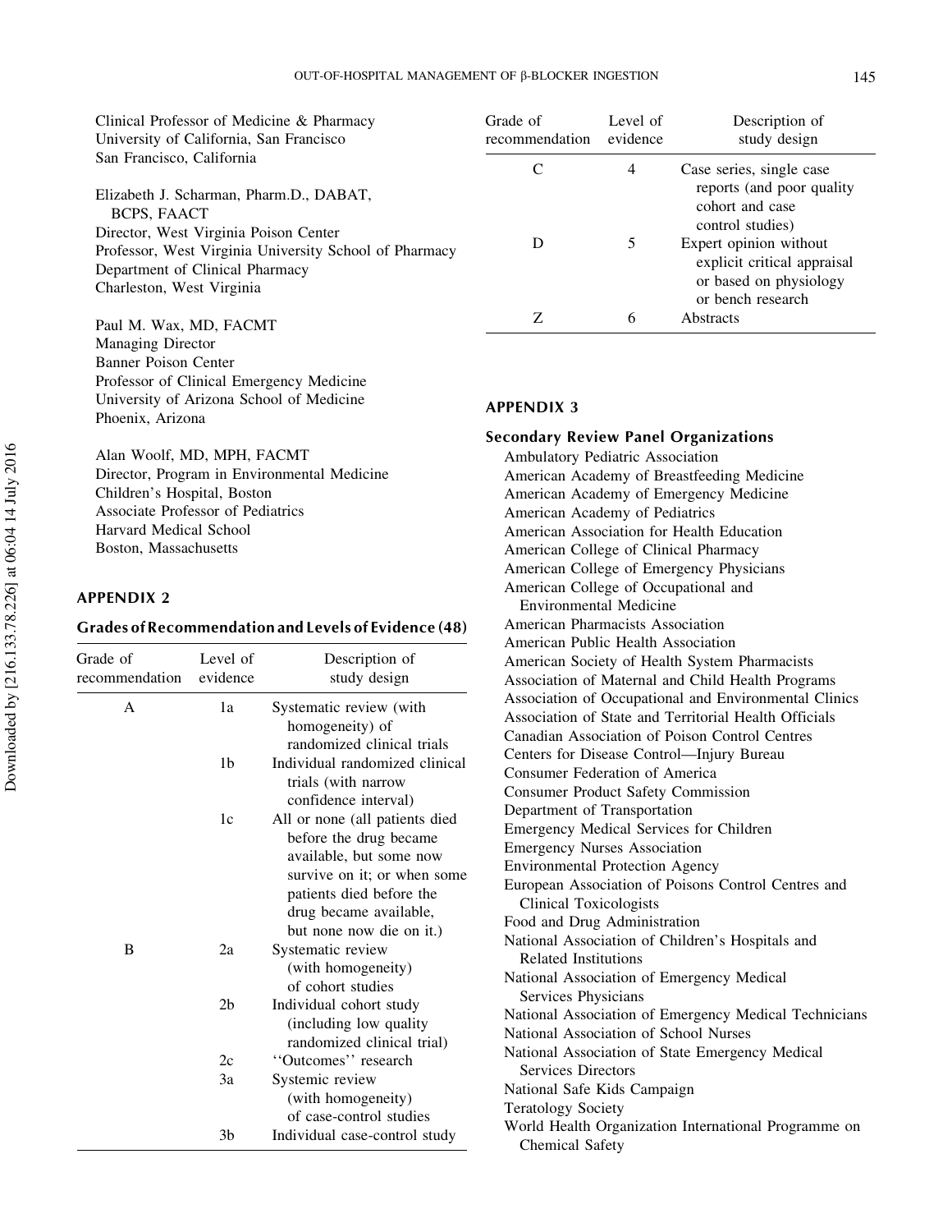Clinical Professor of Medicine & Pharmacy
University of California, San Francisco
San Francisco, California

Elizabeth J. Scharman, Pharm.D., DABAT, BCPS, FAACT
Director, West Virginia Poison Center
Professor, West Virginia University School of Pharmacy
Department of Clinical Pharmacy
Charleston, West Virginia

Paul M. Wax, MD, FACMT
Managing Director
Banner Poison Center
Professor of Clinical Emergency Medicine
University of Arizona School of Medicine
Phoenix, Arizona

Alan Woolf, MD, MPH, FACMT
Director, Program in Environmental Medicine
Children's Hospital, Boston
Associate Professor of Pediatrics
Harvard Medical School
Boston, Massachusetts

## APPENDIX 2

### Grades of Recommendation and Levels of Evidence (48)

| Grade of recommendation | Level of evidence | Description of study design |
|---|---|---|
| A | 1a | Systematic review (with homogeneity) of randomized clinical trials |
| | 1b | Individual randomized clinical trials (with narrow confidence interval) |
| | 1c | All or none (all patients died before the drug became available, but some now survive on it; or when some patients died before the drug became available, but none now die on it.) |
| B | 2a | Systematic review (with homogeneity) of cohort studies |
| | 2b | Individual cohort study (including low quality randomized clinical trial) |
| | 2c | ''Outcomes'' research |
| | 3a | Systemic review (with homogeneity) of case-control studies |
| | 3b | Individual case-control study |
| C | 4 | Case series, single case reports (and poor quality cohort and case control studies) |
| D | 5 | Expert opinion without explicit critical appraisal or based on physiology or bench research |
| Z | 6 | Abstracts |

## APPENDIX 3

### Secondary Review Panel Organizations

Ambulatory Pediatric Association
American Academy of Breastfeeding Medicine
American Academy of Emergency Medicine
American Academy of Pediatrics
American Association for Health Education
American College of Clinical Pharmacy
American College of Emergency Physicians
American College of Occupational and Environmental Medicine
American Pharmacists Association
American Public Health Association
American Society of Health System Pharmacists
Association of Maternal and Child Health Programs
Association of Occupational and Environmental Clinics
Association of State and Territorial Health Officials
Canadian Association of Poison Control Centres
Centers for Disease Control—Injury Bureau
Consumer Federation of America
Consumer Product Safety Commission
Department of Transportation
Emergency Medical Services for Children
Emergency Nurses Association
Environmental Protection Agency
European Association of Poisons Control Centres and Clinical Toxicologists
Food and Drug Administration
National Association of Children's Hospitals and Related Institutions
National Association of Emergency Medical Services Physicians
National Association of Emergency Medical Technicians
National Association of School Nurses
National Association of State Emergency Medical Services Directors
National Safe Kids Campaign
Teratology Society
World Health Organization International Programme on Chemical Safety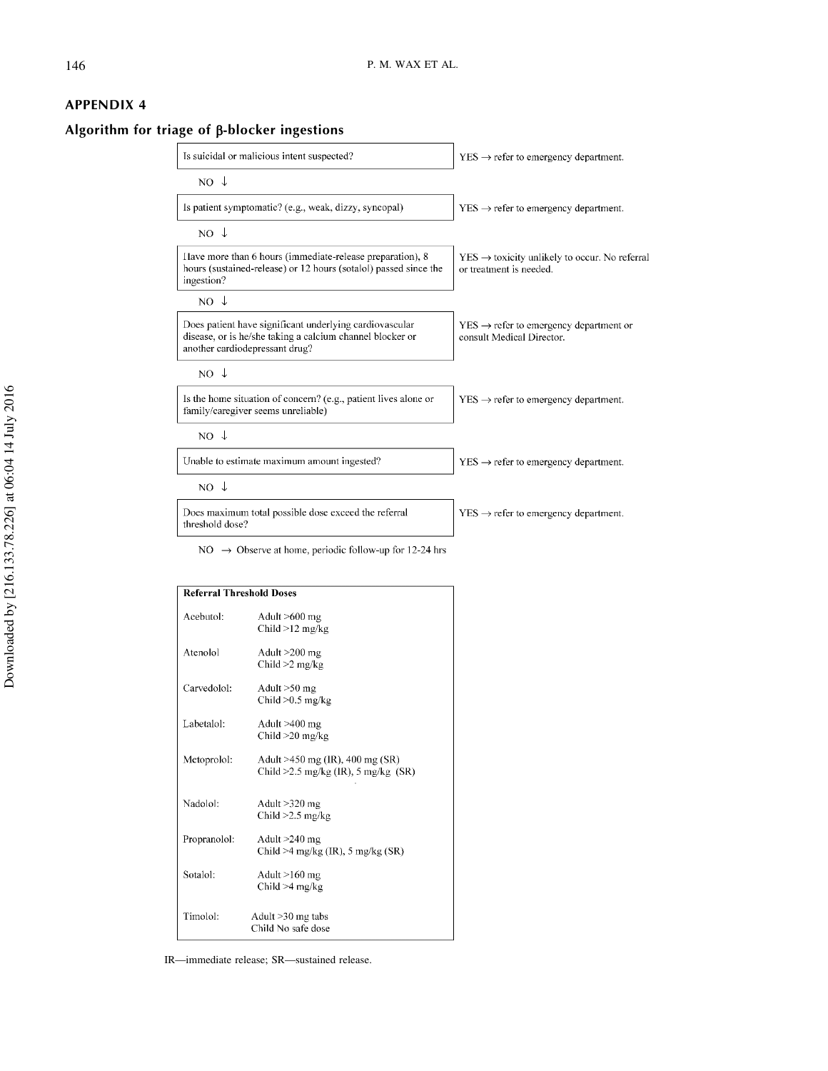## APPENDIX 4

### Algorithm for triage of β-blocker ingestions

Is suicidal or malicious intent suspected? YES → refer to emergency department.

NO ↓

Is patient symptomatic? (e.g., weak, dizzy, syncopal) YES → refer to emergency department.

NO ↓

Have more than 6 hours (immediate-release preparation), 8 hours (sustained-release) or 12 hours (sotalol) passed since the ingestion? YES → toxicity unlikely to occur. No referral or treatment is needed.

NO ↓

Does patient have significant underlying cardiovascular disease, or is he/she taking a calcium channel blocker or another cardiodepressant drug? YES → refer to emergency department or consult Medical Director.

NO ↓

Is the home situation of concern? (e.g., patient lives alone or family/caregiver seems unreliable) YES → refer to emergency department.

NO ↓

Unable to estimate maximum amount ingested? YES → refer to emergency department.

NO ↓

Does maximum total possible dose exceed the referral threshold dose? YES → refer to emergency department.

NO → Observe at home, periodic follow-up for 12-24 hrs

| Referral Threshold Doses | |
|---|---|
| Acebutol: | Adult >600 mg<br>Child >12 mg/kg |
| Atenolol | Adult >200 mg<br>Child >2 mg/kg |
| Carvedolol: | Adult >50 mg<br>Child >0.5 mg/kg |
| Labetalol: | Adult >400 mg<br>Child >20 mg/kg |
| Metoprolol: | Adult >450 mg (IR), 400 mg (SR)<br>Child >2.5 mg/kg (IR), 5 mg/kg (SR) |
| Nadolol: | Adult >320 mg<br>Child >2.5 mg/kg |
| Propranolol: | Adult >240 mg<br>Child >4 mg/kg (IR), 5 mg/kg (SR) |
| Sotalol: | Adult >160 mg<br>Child >4 mg/kg |
| Timolol: | Adult >30 mg tabs<br>Child No safe dose |

IR—immediate release; SR—sustained release.